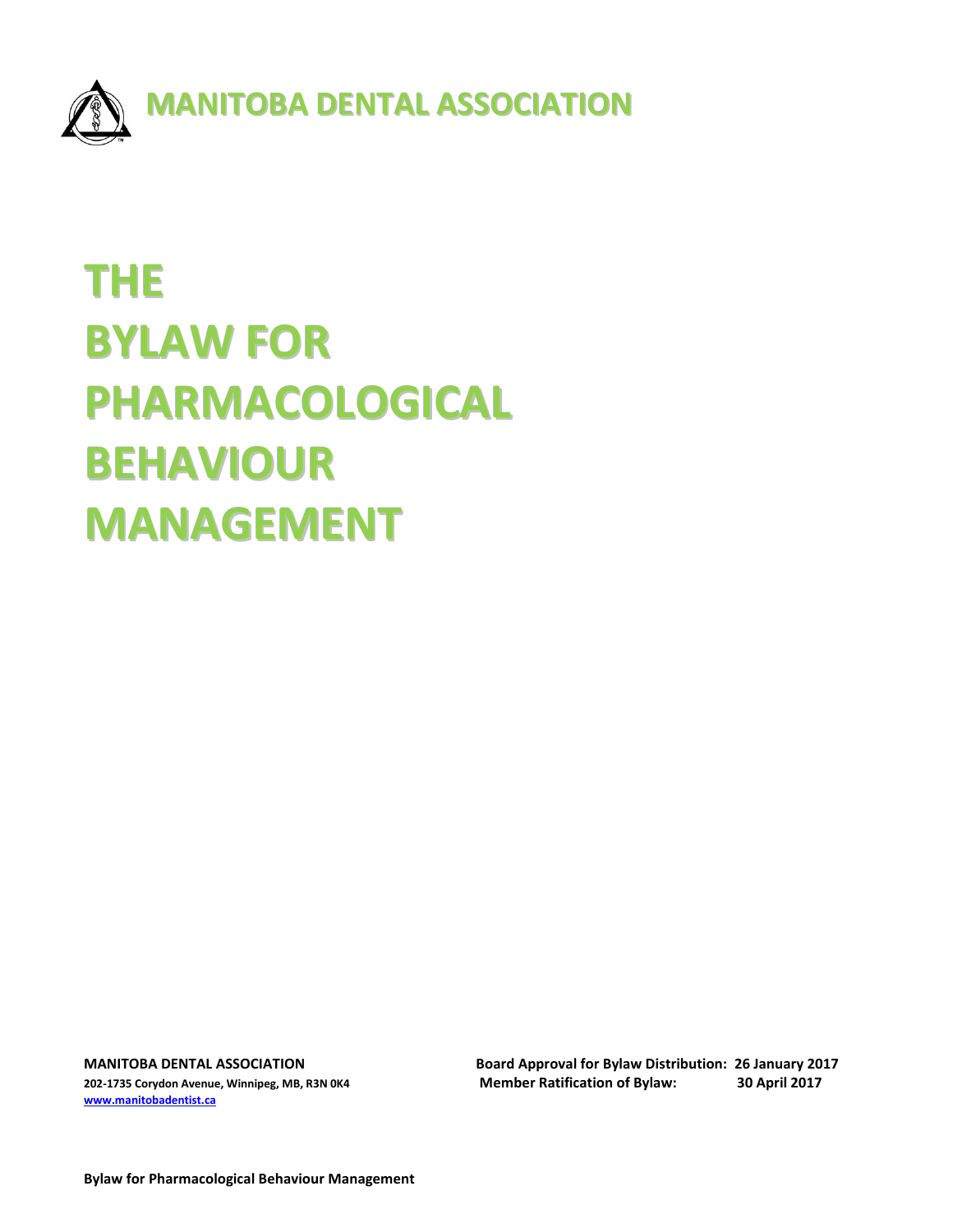**MANITOBA DENTAL ASSOCIATION**

# THE BYLAW FOR PHARMACOLOGICAL BEHAVIOUR MANAGEMENT

**MANITOBA DENTAL ASSOCIATION**
**202-1735 Corydon Avenue, Winnipeg, MB, R3N 0K4**
**www.manitobadentist.ca**

**Board Approval for Bylaw Distribution: 26 January 2017**
**Member Ratification of Bylaw: 30 April 2017**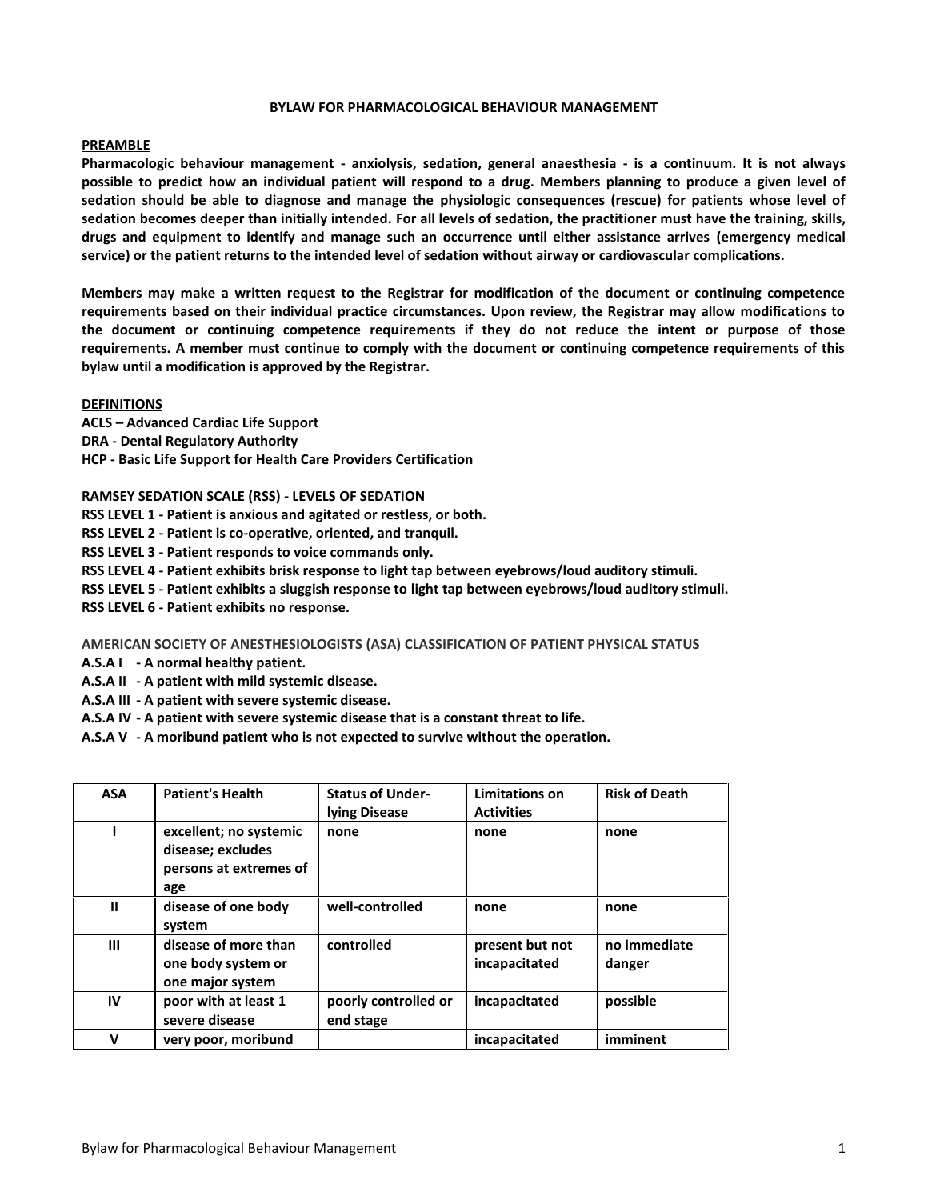# BYLAW FOR PHARMACOLOGICAL BEHAVIOUR MANAGEMENT

## PREAMBLE

**Pharmacologic behaviour management - anxiolysis, sedation, general anaesthesia - is a continuum. It is not always possible to predict how an individual patient will respond to a drug. Members planning to produce a given level of sedation should be able to diagnose and manage the physiologic consequences (rescue) for patients whose level of sedation becomes deeper than initially intended. For all levels of sedation, the practitioner must have the training, skills, drugs and equipment to identify and manage such an occurrence until either assistance arrives (emergency medical service) or the patient returns to the intended level of sedation without airway or cardiovascular complications.**

**Members may make a written request to the Registrar for modification of the document or continuing competence requirements based on their individual practice circumstances. Upon review, the Registrar may allow modifications to the document or continuing competence requirements if they do not reduce the intent or purpose of those requirements. A member must continue to comply with the document or continuing competence requirements of this bylaw until a modification is approved by the Registrar.**

## DEFINITIONS

**ACLS – Advanced Cardiac Life Support**
**DRA - Dental Regulatory Authority**
**HCP - Basic Life Support for Health Care Providers Certification**

**RAMSEY SEDATION SCALE (RSS) - LEVELS OF SEDATION**
**RSS LEVEL 1 - Patient is anxious and agitated or restless, or both.**
**RSS LEVEL 2 - Patient is co-operative, oriented, and tranquil.**
**RSS LEVEL 3 - Patient responds to voice commands only.**
**RSS LEVEL 4 - Patient exhibits brisk response to light tap between eyebrows/loud auditory stimuli.**
**RSS LEVEL 5 - Patient exhibits a sluggish response to light tap between eyebrows/loud auditory stimuli.**
**RSS LEVEL 6 - Patient exhibits no response.**

**AMERICAN SOCIETY OF ANESTHESIOLOGISTS (ASA) CLASSIFICATION OF PATIENT PHYSICAL STATUS**
**A.S.A I - A normal healthy patient.**
**A.S.A II - A patient with mild systemic disease.**
**A.S.A III - A patient with severe systemic disease.**
**A.S.A IV - A patient with severe systemic disease that is a constant threat to life.**
**A.S.A V - A moribund patient who is not expected to survive without the operation.**

| ASA | Patient's Health | Status of Under-lying Disease | Limitations on Activities | Risk of Death |
|---|---|---|---|---|
| I | excellent; no systemic disease; excludes persons at extremes of age | none | none | none |
| II | disease of one body system | well-controlled | none | none |
| III | disease of more than one body system or one major system | controlled | present but not incapacitated | no immediate danger |
| IV | poor with at least 1 severe disease | poorly controlled or end stage | incapacitated | possible |
| V | very poor, moribund | | incapacitated | imminent |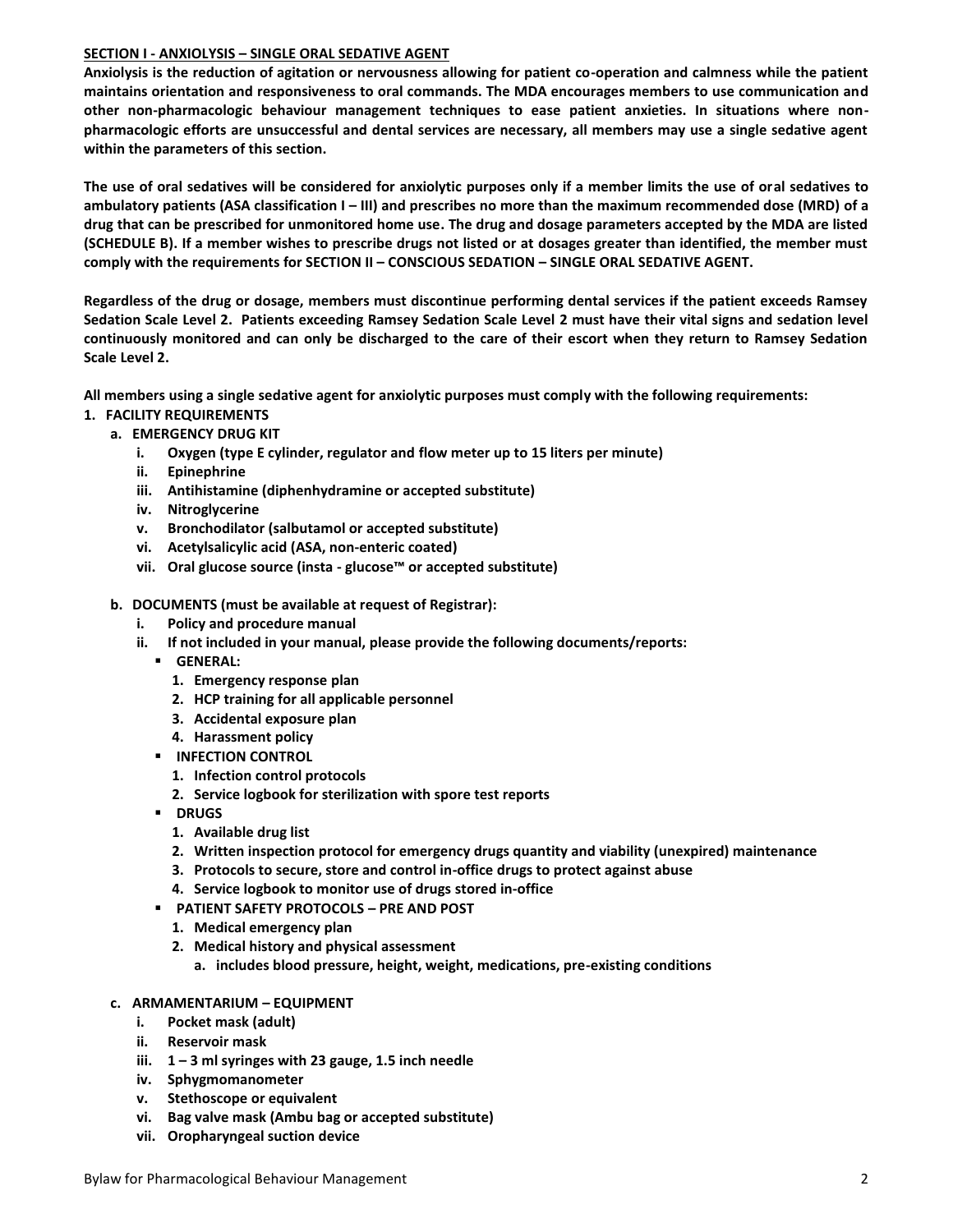## SECTION I - ANXIOLYSIS – SINGLE ORAL SEDATIVE AGENT

**Anxiolysis is the reduction of agitation or nervousness allowing for patient co-operation and calmness while the patient maintains orientation and responsiveness to oral commands. The MDA encourages members to use communication and other non-pharmacologic behaviour management techniques to ease patient anxieties. In situations where non-pharmacologic efforts are unsuccessful and dental services are necessary, all members may use a single sedative agent within the parameters of this section.**

**The use of oral sedatives will be considered for anxiolytic purposes only if a member limits the use of oral sedatives to ambulatory patients (ASA classification I – III) and prescribes no more than the maximum recommended dose (MRD) of a drug that can be prescribed for unmonitored home use. The drug and dosage parameters accepted by the MDA are listed (SCHEDULE B). If a member wishes to prescribe drugs not listed or at dosages greater than identified, the member must comply with the requirements for SECTION II – CONSCIOUS SEDATION – SINGLE ORAL SEDATIVE AGENT.**

**Regardless of the drug or dosage, members must discontinue performing dental services if the patient exceeds Ramsey Sedation Scale Level 2. Patients exceeding Ramsey Sedation Scale Level 2 must have their vital signs and sedation level continuously monitored and can only be discharged to the care of their escort when they return to Ramsey Sedation Scale Level 2.**

**All members using a single sedative agent for anxiolytic purposes must comply with the following requirements:**

1. **FACILITY REQUIREMENTS**
   a. **EMERGENCY DRUG KIT**
      i. **Oxygen (type E cylinder, regulator and flow meter up to 15 liters per minute)**
      ii. **Epinephrine**
      iii. **Antihistamine (diphenhydramine or accepted substitute)**
      iv. **Nitroglycerine**
      v. **Bronchodilator (salbutamol or accepted substitute)**
      vi. **Acetylsalicylic acid (ASA, non-enteric coated)**
      vii. **Oral glucose source (insta - glucose™ or accepted substitute)**

   b. **DOCUMENTS (must be available at request of Registrar):**
      i. **Policy and procedure manual**
      ii. **If not included in your manual, please provide the following documents/reports:**
         - **GENERAL:**
           1. **Emergency response plan**
           2. **HCP training for all applicable personnel**
           3. **Accidental exposure plan**
           4. **Harassment policy**
         - **INFECTION CONTROL**
           1. **Infection control protocols**
           2. **Service logbook for sterilization with spore test reports**
         - **DRUGS**
           1. **Available drug list**
           2. **Written inspection protocol for emergency drugs quantity and viability (unexpired) maintenance**
           3. **Protocols to secure, store and control in-office drugs to protect against abuse**
           4. **Service logbook to monitor use of drugs stored in-office**
         - **PATIENT SAFETY PROTOCOLS – PRE AND POST**
           1. **Medical emergency plan**
           2. **Medical history and physical assessment**
              a. **includes blood pressure, height, weight, medications, pre-existing conditions**

   c. **ARMAMENTARIUM – EQUIPMENT**
      i. **Pocket mask (adult)**
      ii. **Reservoir mask**
      iii. **1 – 3 ml syringes with 23 gauge, 1.5 inch needle**
      iv. **Sphygmomanometer**
      v. **Stethoscope or equivalent**
      vi. **Bag valve mask (Ambu bag or accepted substitute)**
      vii. **Oropharyngeal suction device**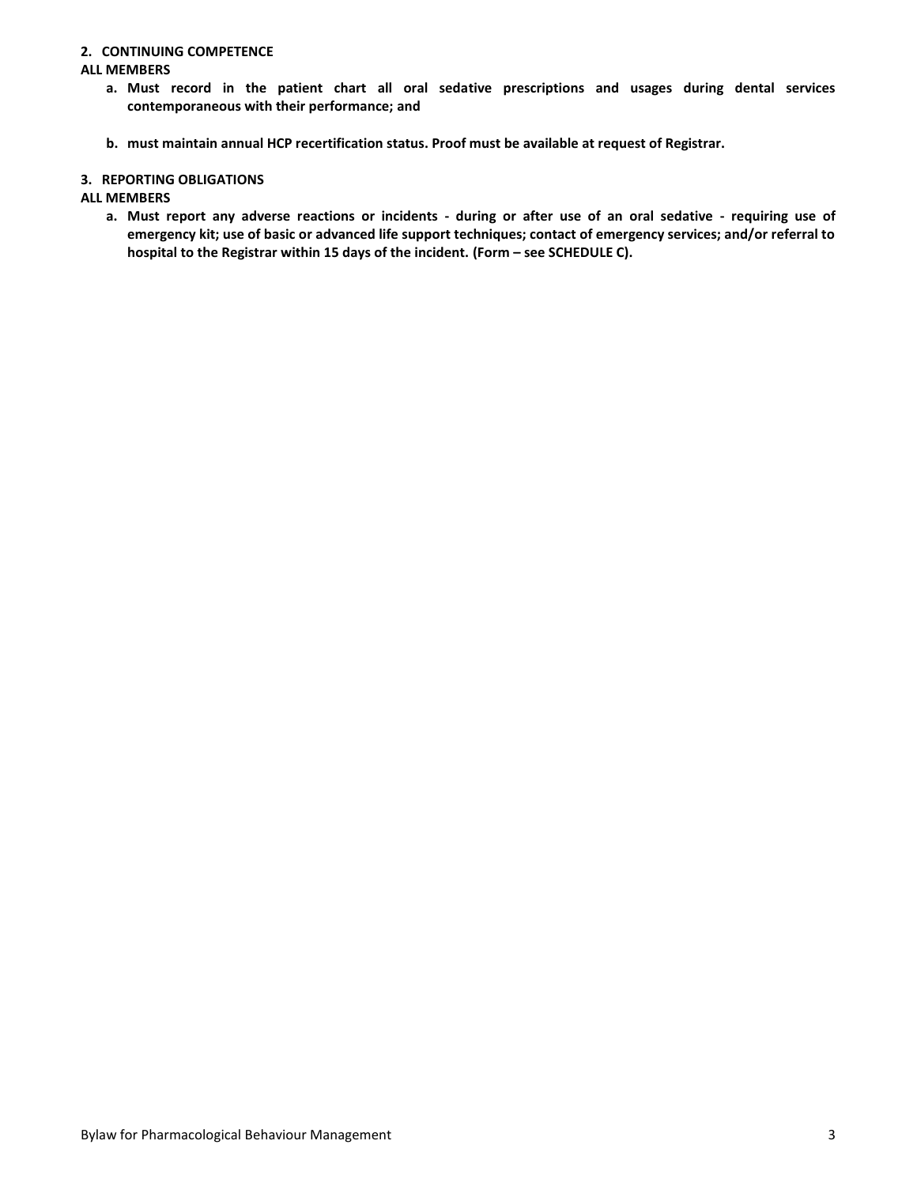**2. CONTINUING COMPETENCE**

**ALL MEMBERS**

- **a. Must record in the patient chart all oral sedative prescriptions and usages during dental services contemporaneous with their performance; and**

- **b. must maintain annual HCP recertification status. Proof must be available at request of Registrar.**

**3. REPORTING OBLIGATIONS**

**ALL MEMBERS**

- **a. Must report any adverse reactions or incidents - during or after use of an oral sedative - requiring use of emergency kit; use of basic or advanced life support techniques; contact of emergency services; and/or referral to hospital to the Registrar within 15 days of the incident. (Form – see SCHEDULE C).**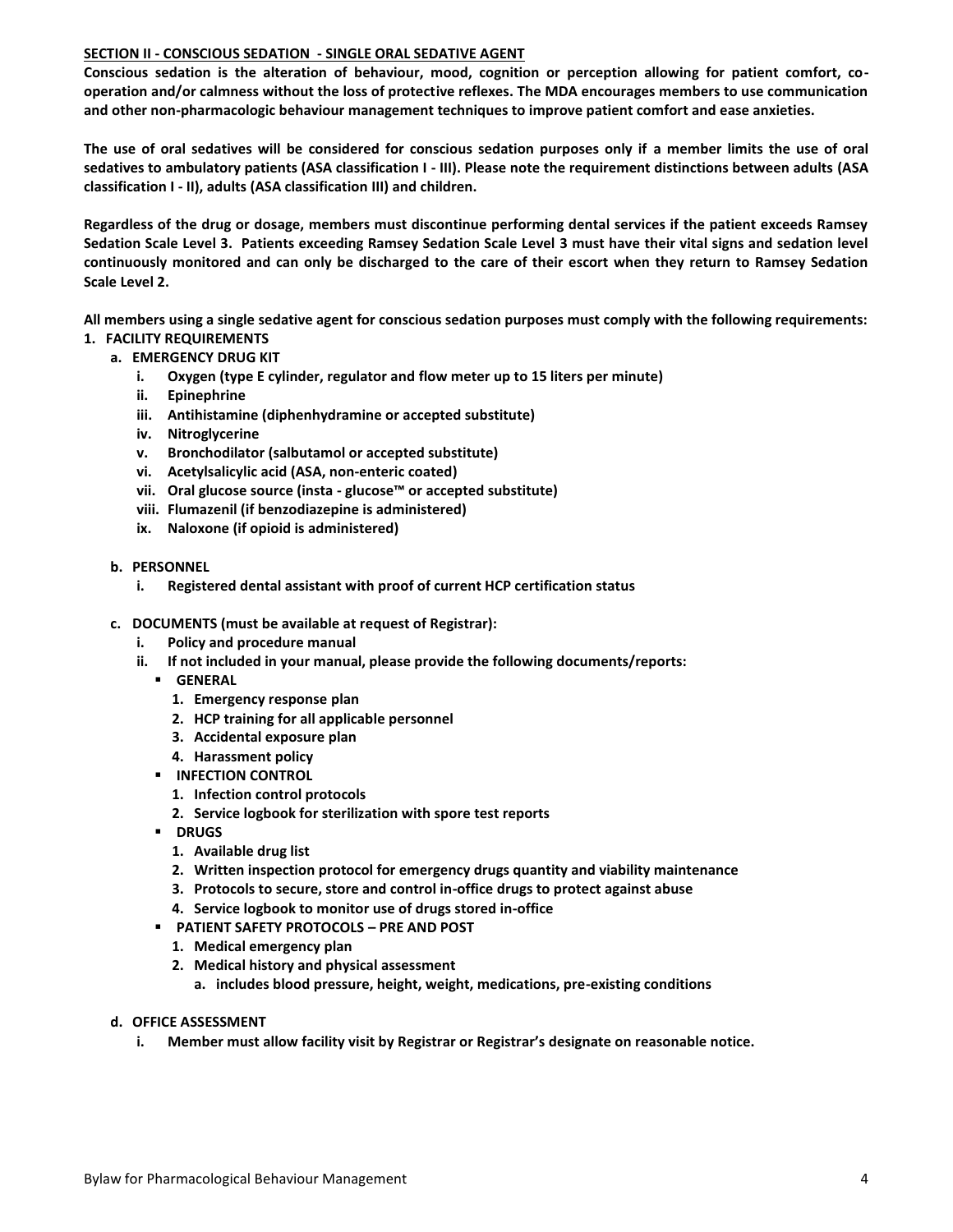## SECTION II - CONSCIOUS SEDATION - SINGLE ORAL SEDATIVE AGENT

**Conscious sedation is the alteration of behaviour, mood, cognition or perception allowing for patient comfort, co-operation and/or calmness without the loss of protective reflexes. The MDA encourages members to use communication and other non-pharmacologic behaviour management techniques to improve patient comfort and ease anxieties.**

**The use of oral sedatives will be considered for conscious sedation purposes only if a member limits the use of oral sedatives to ambulatory patients (ASA classification I - III). Please note the requirement distinctions between adults (ASA classification I - II), adults (ASA classification III) and children.**

**Regardless of the drug or dosage, members must discontinue performing dental services if the patient exceeds Ramsey Sedation Scale Level 3. Patients exceeding Ramsey Sedation Scale Level 3 must have their vital signs and sedation level continuously monitored and can only be discharged to the care of their escort when they return to Ramsey Sedation Scale Level 2.**

**All members using a single sedative agent for conscious sedation purposes must comply with the following requirements:**

1. **FACILITY REQUIREMENTS**
   - a. **EMERGENCY DRUG KIT**
     - i. **Oxygen (type E cylinder, regulator and flow meter up to 15 liters per minute)**
     - ii. **Epinephrine**
     - iii. **Antihistamine (diphenhydramine or accepted substitute)**
     - iv. **Nitroglycerine**
     - v. **Bronchodilator (salbutamol or accepted substitute)**
     - vi. **Acetylsalicylic acid (ASA, non-enteric coated)**
     - vii. **Oral glucose source (insta - glucose™ or accepted substitute)**
     - viii. **Flumazenil (if benzodiazepine is administered)**
     - ix. **Naloxone (if opioid is administered)**
   - b. **PERSONNEL**
     - i. **Registered dental assistant with proof of current HCP certification status**
   - c. **DOCUMENTS (must be available at request of Registrar):**
     - i. **Policy and procedure manual**
     - ii. **If not included in your manual, please provide the following documents/reports:**
       - **GENERAL**
         1. **Emergency response plan**
         2. **HCP training for all applicable personnel**
         3. **Accidental exposure plan**
         4. **Harassment policy**
       - **INFECTION CONTROL**
         1. **Infection control protocols**
         2. **Service logbook for sterilization with spore test reports**
       - **DRUGS**
         1. **Available drug list**
         2. **Written inspection protocol for emergency drugs quantity and viability maintenance**
         3. **Protocols to secure, store and control in-office drugs to protect against abuse**
         4. **Service logbook to monitor use of drugs stored in-office**
       - **PATIENT SAFETY PROTOCOLS – PRE AND POST**
         1. **Medical emergency plan**
         2. **Medical history and physical assessment**
            - a. **includes blood pressure, height, weight, medications, pre-existing conditions**
   - d. **OFFICE ASSESSMENT**
     - i. **Member must allow facility visit by Registrar or Registrar's designate on reasonable notice.**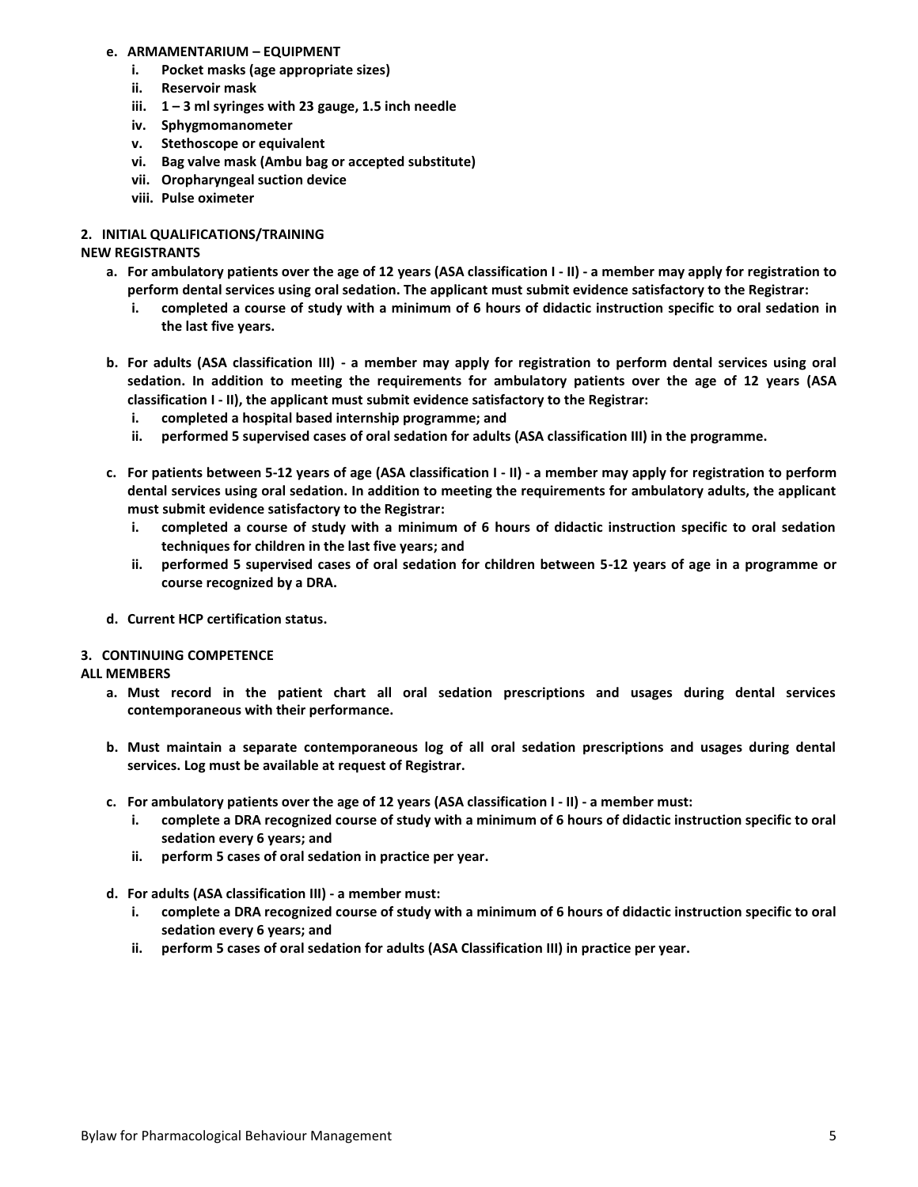**e. ARMAMENTARIUM – EQUIPMENT**

  i. **Pocket masks (age appropriate sizes)**
  ii. **Reservoir mask**
  iii. **1 – 3 ml syringes with 23 gauge, 1.5 inch needle**
  iv. **Sphygmomanometer**
  v. **Stethoscope or equivalent**
  vi. **Bag valve mask (Ambu bag or accepted substitute)**
  vii. **Oropharyngeal suction device**
  viii. **Pulse oximeter**

**2. INITIAL QUALIFICATIONS/TRAINING**

**NEW REGISTRANTS**

**a. For ambulatory patients over the age of 12 years (ASA classification I - II) - a member may apply for registration to perform dental services using oral sedation. The applicant must submit evidence satisfactory to the Registrar:**

  i. **completed a course of study with a minimum of 6 hours of didactic instruction specific to oral sedation in the last five years.**

**b. For adults (ASA classification III) - a member may apply for registration to perform dental services using oral sedation. In addition to meeting the requirements for ambulatory patients over the age of 12 years (ASA classification I - II), the applicant must submit evidence satisfactory to the Registrar:**

  i. **completed a hospital based internship programme; and**
  ii. **performed 5 supervised cases of oral sedation for adults (ASA classification III) in the programme.**

**c. For patients between 5-12 years of age (ASA classification I - II) - a member may apply for registration to perform dental services using oral sedation. In addition to meeting the requirements for ambulatory adults, the applicant must submit evidence satisfactory to the Registrar:**

  i. **completed a course of study with a minimum of 6 hours of didactic instruction specific to oral sedation techniques for children in the last five years; and**
  ii. **performed 5 supervised cases of oral sedation for children between 5-12 years of age in a programme or course recognized by a DRA.**

**d. Current HCP certification status.**

**3. CONTINUING COMPETENCE**

**ALL MEMBERS**

**a. Must record in the patient chart all oral sedation prescriptions and usages during dental services contemporaneous with their performance.**

**b. Must maintain a separate contemporaneous log of all oral sedation prescriptions and usages during dental services. Log must be available at request of Registrar.**

**c. For ambulatory patients over the age of 12 years (ASA classification I - II) - a member must:**

  i. **complete a DRA recognized course of study with a minimum of 6 hours of didactic instruction specific to oral sedation every 6 years; and**
  ii. **perform 5 cases of oral sedation in practice per year.**

**d. For adults (ASA classification III) - a member must:**

  i. **complete a DRA recognized course of study with a minimum of 6 hours of didactic instruction specific to oral sedation every 6 years; and**
  ii. **perform 5 cases of oral sedation for adults (ASA Classification III) in practice per year.**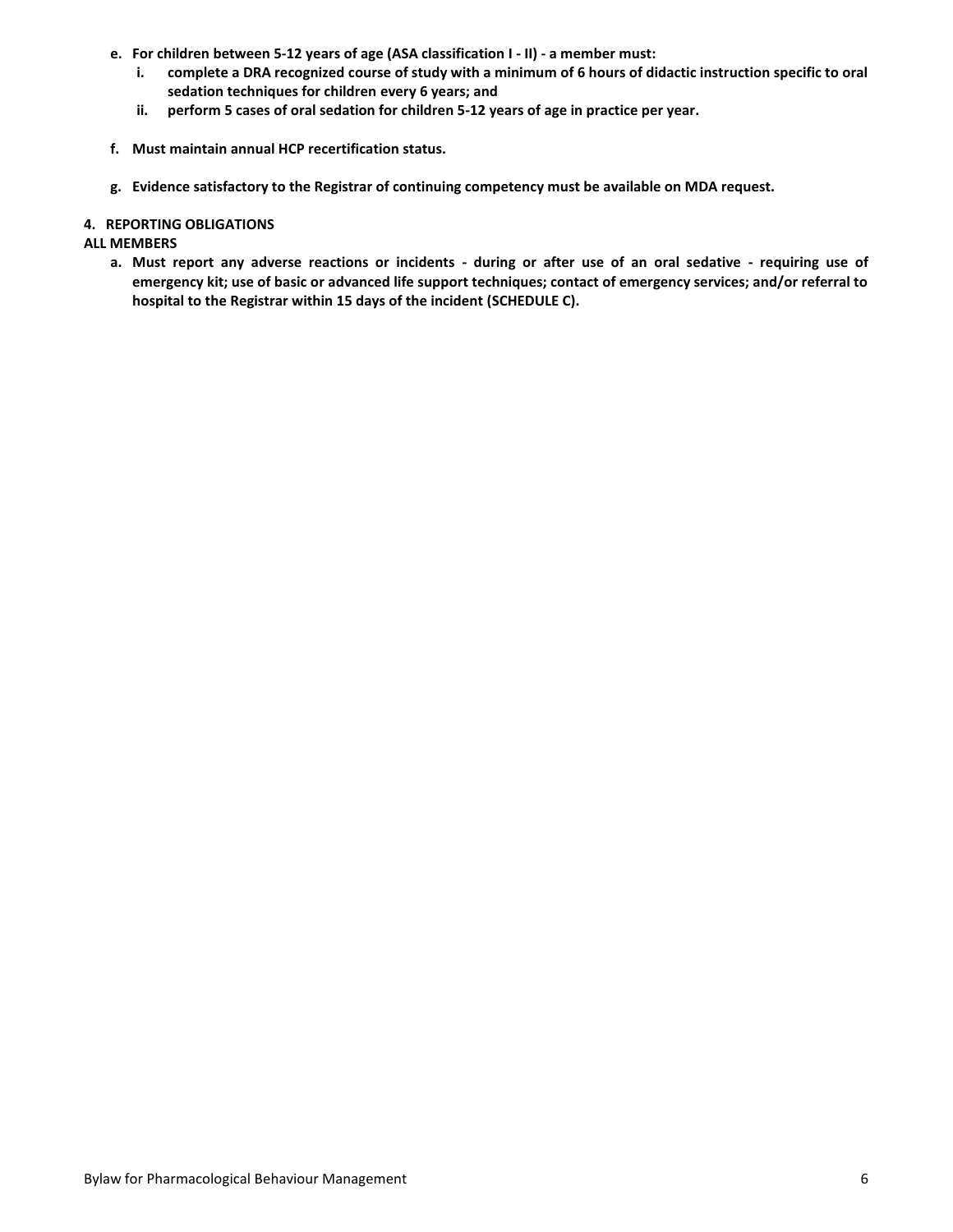**e. For children between 5-12 years of age (ASA classification I - II) - a member must:**

  **i. complete a DRA recognized course of study with a minimum of 6 hours of didactic instruction specific to oral sedation techniques for children every 6 years; and**

  **ii. perform 5 cases of oral sedation for children 5-12 years of age in practice per year.**

**f. Must maintain annual HCP recertification status.**

**g. Evidence satisfactory to the Registrar of continuing competency must be available on MDA request.**

**4. REPORTING OBLIGATIONS**

**ALL MEMBERS**

**a. Must report any adverse reactions or incidents - during or after use of an oral sedative - requiring use of emergency kit; use of basic or advanced life support techniques; contact of emergency services; and/or referral to hospital to the Registrar within 15 days of the incident (SCHEDULE C).**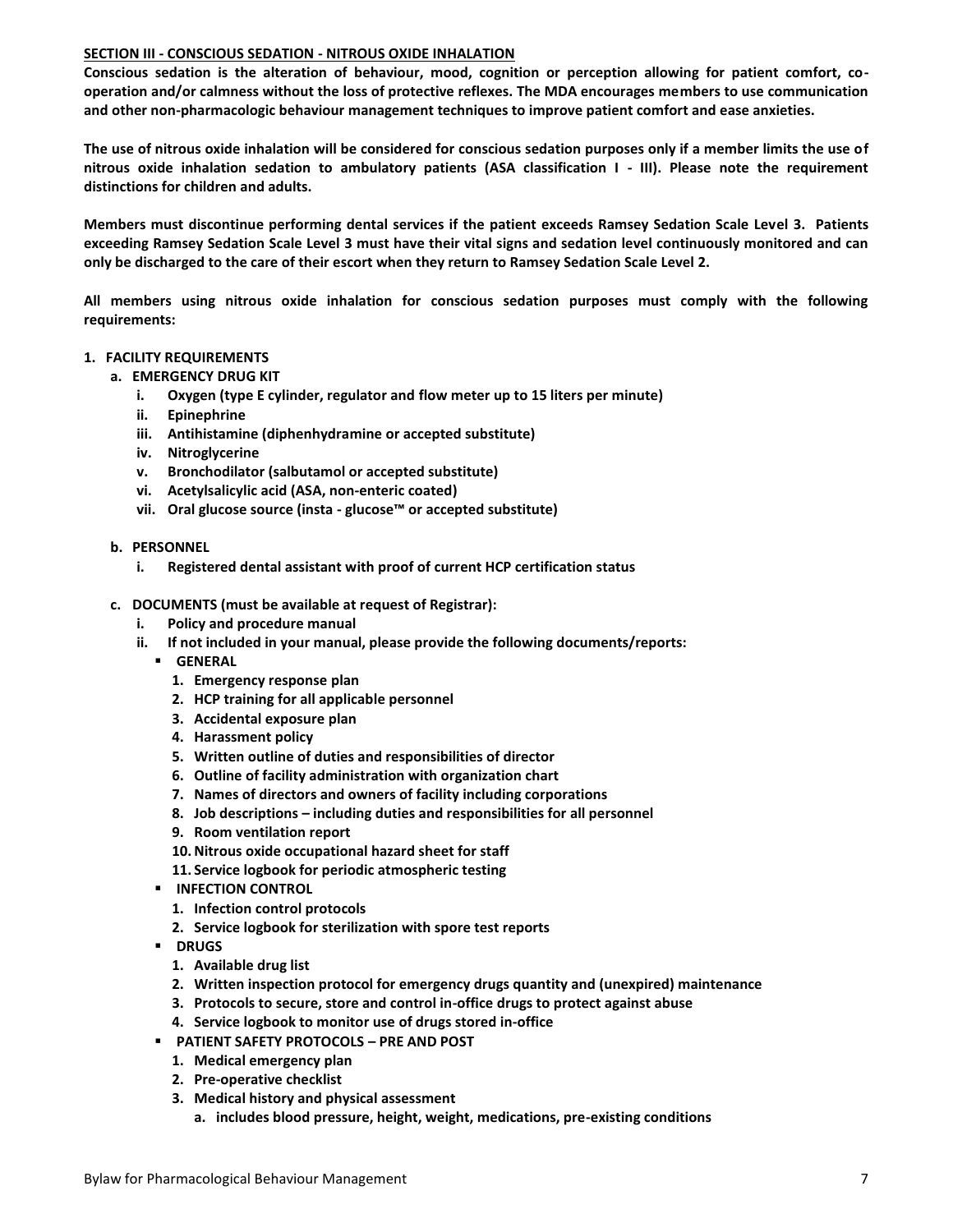## SECTION III - CONSCIOUS SEDATION - NITROUS OXIDE INHALATION

**Conscious sedation is the alteration of behaviour, mood, cognition or perception allowing for patient comfort, co-operation and/or calmness without the loss of protective reflexes. The MDA encourages members to use communication and other non-pharmacologic behaviour management techniques to improve patient comfort and ease anxieties.**

**The use of nitrous oxide inhalation will be considered for conscious sedation purposes only if a member limits the use of nitrous oxide inhalation sedation to ambulatory patients (ASA classification I - III). Please note the requirement distinctions for children and adults.**

**Members must discontinue performing dental services if the patient exceeds Ramsey Sedation Scale Level 3. Patients exceeding Ramsey Sedation Scale Level 3 must have their vital signs and sedation level continuously monitored and can only be discharged to the care of their escort when they return to Ramsey Sedation Scale Level 2.**

**All members using nitrous oxide inhalation for conscious sedation purposes must comply with the following requirements:**

1. **FACILITY REQUIREMENTS**
   a. **EMERGENCY DRUG KIT**
      i. **Oxygen (type E cylinder, regulator and flow meter up to 15 liters per minute)**
      ii. **Epinephrine**
      iii. **Antihistamine (diphenhydramine or accepted substitute)**
      iv. **Nitroglycerine**
      v. **Bronchodilator (salbutamol or accepted substitute)**
      vi. **Acetylsalicylic acid (ASA, non-enteric coated)**
      vii. **Oral glucose source (insta - glucose™ or accepted substitute)**

   b. **PERSONNEL**
      i. **Registered dental assistant with proof of current HCP certification status**

   c. **DOCUMENTS (must be available at request of Registrar):**
      i. **Policy and procedure manual**
      ii. **If not included in your manual, please provide the following documents/reports:**
         - **GENERAL**
           1. **Emergency response plan**
           2. **HCP training for all applicable personnel**
           3. **Accidental exposure plan**
           4. **Harassment policy**
           5. **Written outline of duties and responsibilities of director**
           6. **Outline of facility administration with organization chart**
           7. **Names of directors and owners of facility including corporations**
           8. **Job descriptions – including duties and responsibilities for all personnel**
           9. **Room ventilation report**
           10. **Nitrous oxide occupational hazard sheet for staff**
           11. **Service logbook for periodic atmospheric testing**
         - **INFECTION CONTROL**
           1. **Infection control protocols**
           2. **Service logbook for sterilization with spore test reports**
         - **DRUGS**
           1. **Available drug list**
           2. **Written inspection protocol for emergency drugs quantity and (unexpired) maintenance**
           3. **Protocols to secure, store and control in-office drugs to protect against abuse**
           4. **Service logbook to monitor use of drugs stored in-office**
         - **PATIENT SAFETY PROTOCOLS – PRE AND POST**
           1. **Medical emergency plan**
           2. **Pre-operative checklist**
           3. **Medical history and physical assessment**
              a. **includes blood pressure, height, weight, medications, pre-existing conditions**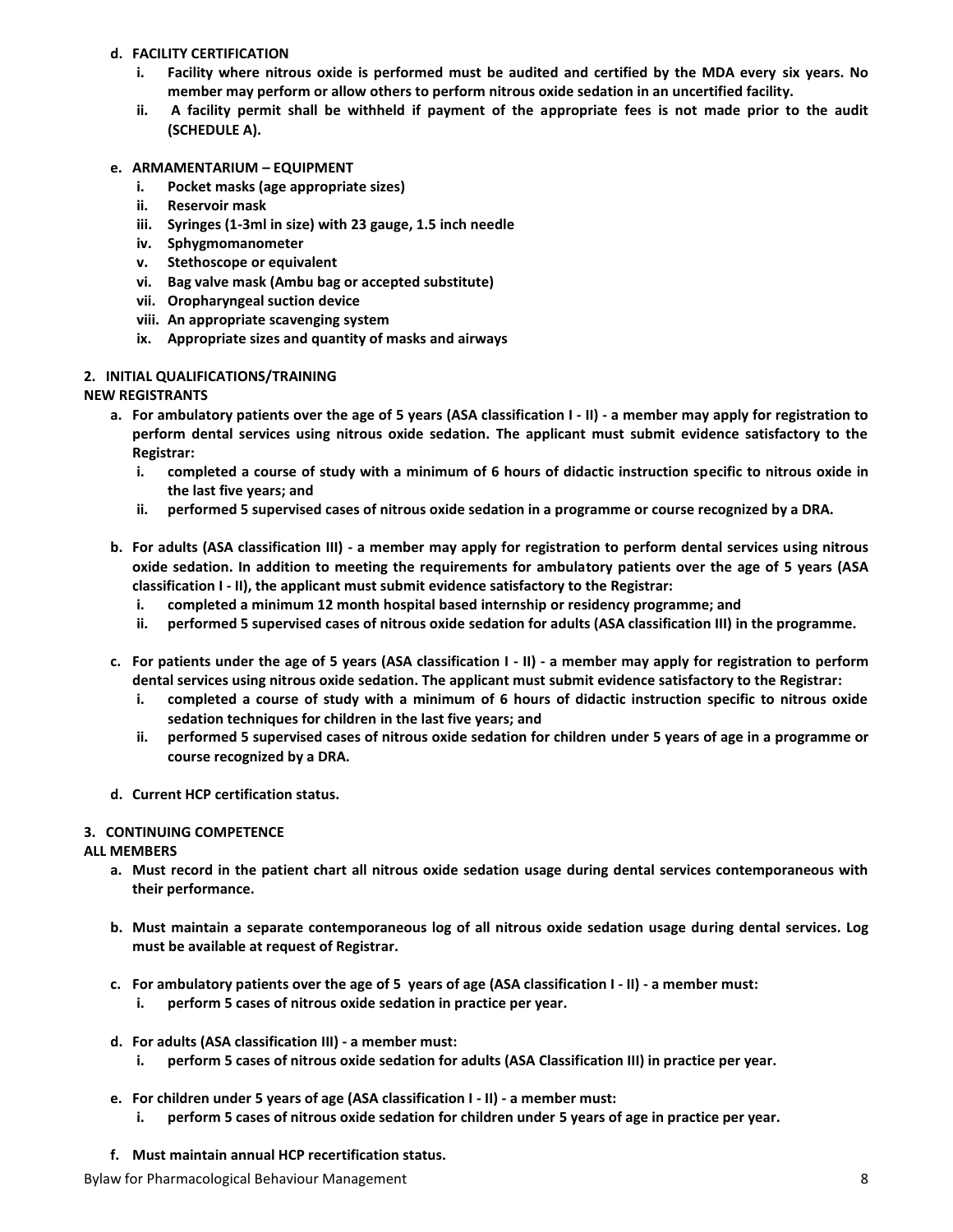**d. FACILITY CERTIFICATION**

  i. **Facility where nitrous oxide is performed must be audited and certified by the MDA every six years. No member may perform or allow others to perform nitrous oxide sedation in an uncertified facility.**

  ii. **A facility permit shall be withheld if payment of the appropriate fees is not made prior to the audit (SCHEDULE A).**

**e. ARMAMENTARIUM – EQUIPMENT**

  i. **Pocket masks (age appropriate sizes)**
  ii. **Reservoir mask**
  iii. **Syringes (1-3ml in size) with 23 gauge, 1.5 inch needle**
  iv. **Sphygmomanometer**
  v. **Stethoscope or equivalent**
  vi. **Bag valve mask (Ambu bag or accepted substitute)**
  vii. **Oropharyngeal suction device**
  viii. **An appropriate scavenging system**
  ix. **Appropriate sizes and quantity of masks and airways**

**2. INITIAL QUALIFICATIONS/TRAINING**

**NEW REGISTRANTS**

**a. For ambulatory patients over the age of 5 years (ASA classification I - II) - a member may apply for registration to perform dental services using nitrous oxide sedation. The applicant must submit evidence satisfactory to the Registrar:**

  i. **completed a course of study with a minimum of 6 hours of didactic instruction specific to nitrous oxide in the last five years; and**

  ii. **performed 5 supervised cases of nitrous oxide sedation in a programme or course recognized by a DRA.**

**b. For adults (ASA classification III) - a member may apply for registration to perform dental services using nitrous oxide sedation. In addition to meeting the requirements for ambulatory patients over the age of 5 years (ASA classification I - II), the applicant must submit evidence satisfactory to the Registrar:**

  i. **completed a minimum 12 month hospital based internship or residency programme; and**

  ii. **performed 5 supervised cases of nitrous oxide sedation for adults (ASA classification III) in the programme.**

**c. For patients under the age of 5 years (ASA classification I - II) - a member may apply for registration to perform dental services using nitrous oxide sedation. The applicant must submit evidence satisfactory to the Registrar:**

  i. **completed a course of study with a minimum of 6 hours of didactic instruction specific to nitrous oxide sedation techniques for children in the last five years; and**

  ii. **performed 5 supervised cases of nitrous oxide sedation for children under 5 years of age in a programme or course recognized by a DRA.**

**d. Current HCP certification status.**

**3. CONTINUING COMPETENCE**

**ALL MEMBERS**

**a. Must record in the patient chart all nitrous oxide sedation usage during dental services contemporaneous with their performance.**

**b. Must maintain a separate contemporaneous log of all nitrous oxide sedation usage during dental services. Log must be available at request of Registrar.**

**c. For ambulatory patients over the age of 5 years of age (ASA classification I - II) - a member must:**

  i. **perform 5 cases of nitrous oxide sedation in practice per year.**

**d. For adults (ASA classification III) - a member must:**

  i. **perform 5 cases of nitrous oxide sedation for adults (ASA Classification III) in practice per year.**

**e. For children under 5 years of age (ASA classification I - II) - a member must:**

  i. **perform 5 cases of nitrous oxide sedation for children under 5 years of age in practice per year.**

**f. Must maintain annual HCP recertification status.**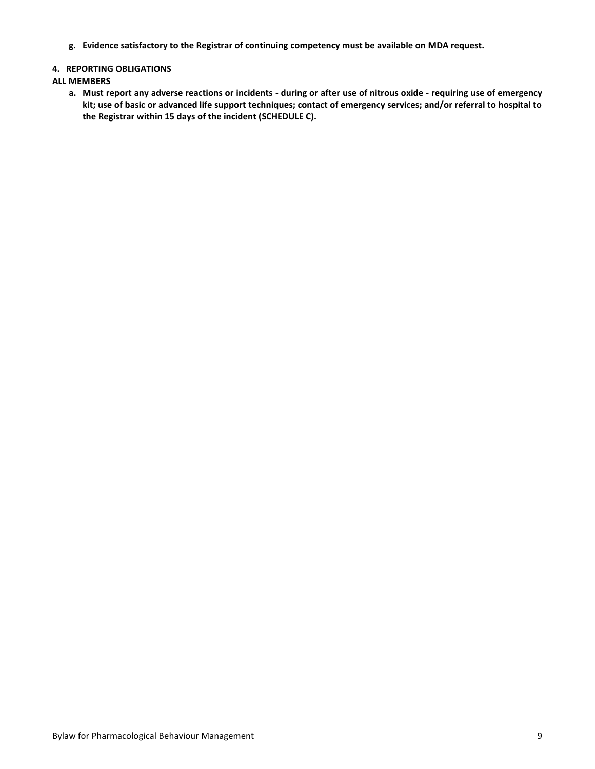**g. Evidence satisfactory to the Registrar of continuing competency must be available on MDA request.**

**4. REPORTING OBLIGATIONS**

**ALL MEMBERS**

**a. Must report any adverse reactions or incidents - during or after use of nitrous oxide - requiring use of emergency kit; use of basic or advanced life support techniques; contact of emergency services; and/or referral to hospital to the Registrar within 15 days of the incident (SCHEDULE C).**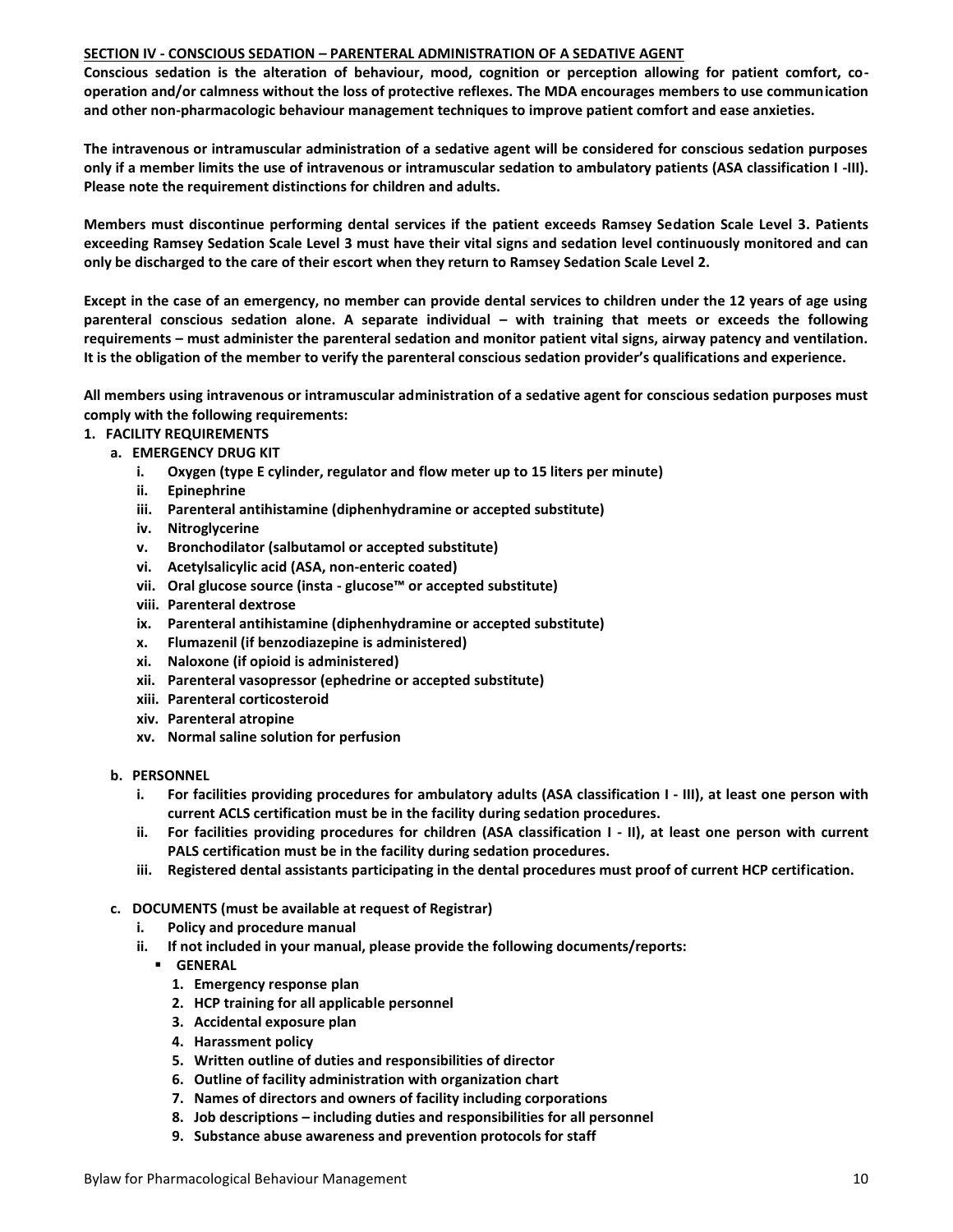**SECTION IV - CONSCIOUS SEDATION – PARENTERAL ADMINISTRATION OF A SEDATIVE AGENT**

**Conscious sedation is the alteration of behaviour, mood, cognition or perception allowing for patient comfort, co-operation and/or calmness without the loss of protective reflexes. The MDA encourages members to use communication and other non-pharmacologic behaviour management techniques to improve patient comfort and ease anxieties.**

**The intravenous or intramuscular administration of a sedative agent will be considered for conscious sedation purposes only if a member limits the use of intravenous or intramuscular sedation to ambulatory patients (ASA classification I -III). Please note the requirement distinctions for children and adults.**

**Members must discontinue performing dental services if the patient exceeds Ramsey Sedation Scale Level 3. Patients exceeding Ramsey Sedation Scale Level 3 must have their vital signs and sedation level continuously monitored and can only be discharged to the care of their escort when they return to Ramsey Sedation Scale Level 2.**

**Except in the case of an emergency, no member can provide dental services to children under the 12 years of age using parenteral conscious sedation alone. A separate individual – with training that meets or exceeds the following requirements – must administer the parenteral sedation and monitor patient vital signs, airway patency and ventilation. It is the obligation of the member to verify the parenteral conscious sedation provider's qualifications and experience.**

**All members using intravenous or intramuscular administration of a sedative agent for conscious sedation purposes must comply with the following requirements:**

1. **FACILITY REQUIREMENTS**
   a. **EMERGENCY DRUG KIT**
      i. **Oxygen (type E cylinder, regulator and flow meter up to 15 liters per minute)**
      ii. **Epinephrine**
      iii. **Parenteral antihistamine (diphenhydramine or accepted substitute)**
      iv. **Nitroglycerine**
      v. **Bronchodilator (salbutamol or accepted substitute)**
      vi. **Acetylsalicylic acid (ASA, non-enteric coated)**
      vii. **Oral glucose source (insta - glucose™ or accepted substitute)**
      viii. **Parenteral dextrose**
      ix. **Parenteral antihistamine (diphenhydramine or accepted substitute)**
      x. **Flumazenil (if benzodiazepine is administered)**
      xi. **Naloxone (if opioid is administered)**
      xii. **Parenteral vasopressor (ephedrine or accepted substitute)**
      xiii. **Parenteral corticosteroid**
      xiv. **Parenteral atropine**
      xv. **Normal saline solution for perfusion**

   b. **PERSONNEL**
      i. **For facilities providing procedures for ambulatory adults (ASA classification I - III), at least one person with current ACLS certification must be in the facility during sedation procedures.**
      ii. **For facilities providing procedures for children (ASA classification I - II), at least one person with current PALS certification must be in the facility during sedation procedures.**
      iii. **Registered dental assistants participating in the dental procedures must proof of current HCP certification.**

   c. **DOCUMENTS (must be available at request of Registrar)**
      i. **Policy and procedure manual**
      ii. **If not included in your manual, please provide the following documents/reports:**
         - **GENERAL**
            1. **Emergency response plan**
            2. **HCP training for all applicable personnel**
            3. **Accidental exposure plan**
            4. **Harassment policy**
            5. **Written outline of duties and responsibilities of director**
            6. **Outline of facility administration with organization chart**
            7. **Names of directors and owners of facility including corporations**
            8. **Job descriptions – including duties and responsibilities for all personnel**
            9. **Substance abuse awareness and prevention protocols for staff**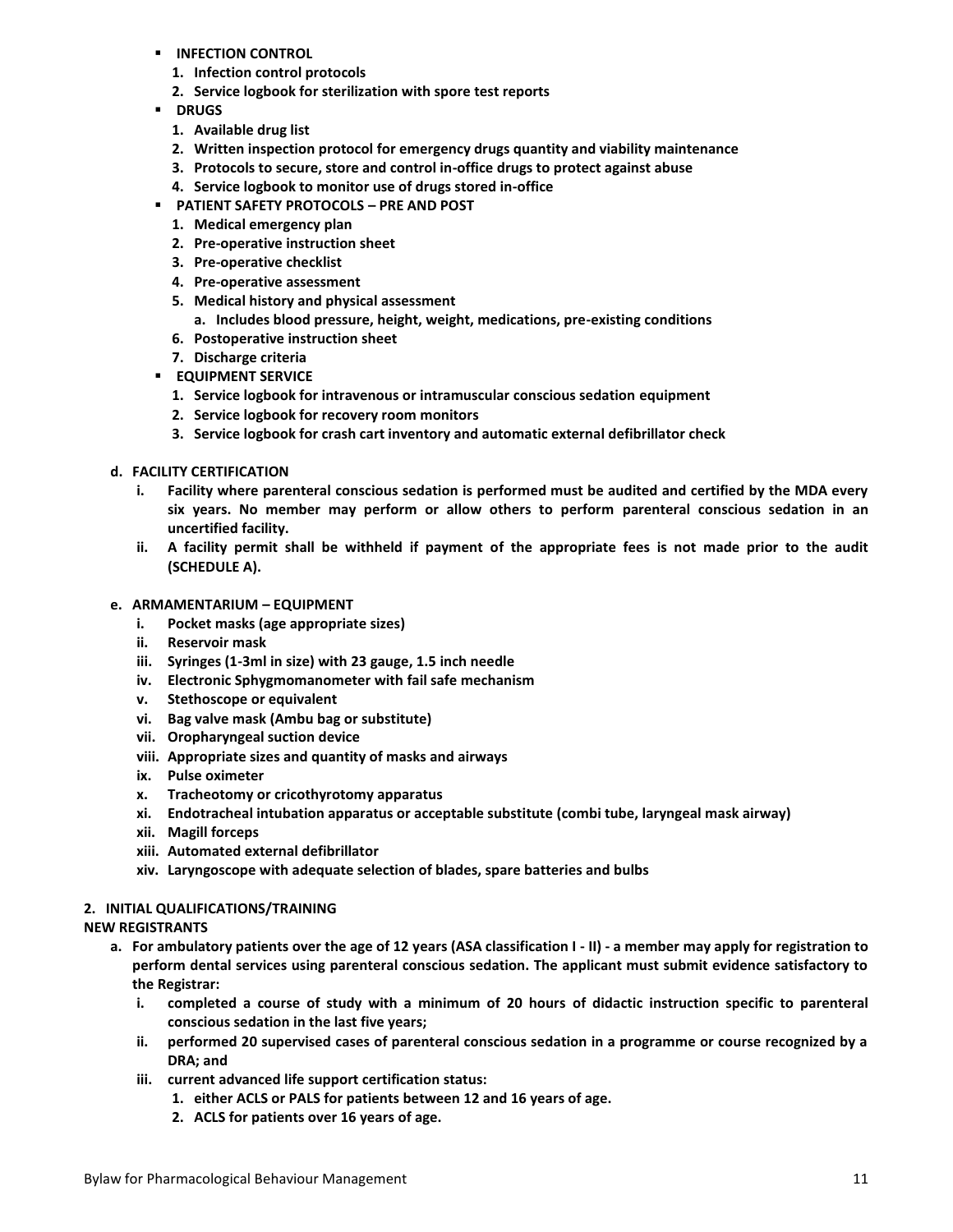- **INFECTION CONTROL**
  1. **Infection control protocols**
  2. **Service logbook for sterilization with spore test reports**
- **DRUGS**
  1. **Available drug list**
  2. **Written inspection protocol for emergency drugs quantity and viability maintenance**
  3. **Protocols to secure, store and control in-office drugs to protect against abuse**
  4. **Service logbook to monitor use of drugs stored in-office**
- **PATIENT SAFETY PROTOCOLS – PRE AND POST**
  1. **Medical emergency plan**
  2. **Pre-operative instruction sheet**
  3. **Pre-operative checklist**
  4. **Pre-operative assessment**
  5. **Medical history and physical assessment**
     a. **Includes blood pressure, height, weight, medications, pre-existing conditions**
  6. **Postoperative instruction sheet**
  7. **Discharge criteria**
- **EQUIPMENT SERVICE**
  1. **Service logbook for intravenous or intramuscular conscious sedation equipment**
  2. **Service logbook for recovery room monitors**
  3. **Service logbook for crash cart inventory and automatic external defibrillator check**

**d. FACILITY CERTIFICATION**

i. **Facility where parenteral conscious sedation is performed must be audited and certified by the MDA every six years. No member may perform or allow others to perform parenteral conscious sedation in an uncertified facility.**

ii. **A facility permit shall be withheld if payment of the appropriate fees is not made prior to the audit (SCHEDULE A).**

**e. ARMAMENTARIUM – EQUIPMENT**

i. **Pocket masks (age appropriate sizes)**
ii. **Reservoir mask**
iii. **Syringes (1-3ml in size) with 23 gauge, 1.5 inch needle**
iv. **Electronic Sphygmomanometer with fail safe mechanism**
v. **Stethoscope or equivalent**
vi. **Bag valve mask (Ambu bag or substitute)**
vii. **Oropharyngeal suction device**
viii. **Appropriate sizes and quantity of masks and airways**
ix. **Pulse oximeter**
x. **Tracheotomy or cricothyrotomy apparatus**
xi. **Endotracheal intubation apparatus or acceptable substitute (combi tube, laryngeal mask airway)**
xii. **Magill forceps**
xiii. **Automated external defibrillator**
xiv. **Laryngoscope with adequate selection of blades, spare batteries and bulbs**

**2. INITIAL QUALIFICATIONS/TRAINING**

**NEW REGISTRANTS**

a. **For ambulatory patients over the age of 12 years (ASA classification I - II) - a member may apply for registration to perform dental services using parenteral conscious sedation. The applicant must submit evidence satisfactory to the Registrar:**

i. **completed a course of study with a minimum of 20 hours of didactic instruction specific to parenteral conscious sedation in the last five years;**

ii. **performed 20 supervised cases of parenteral conscious sedation in a programme or course recognized by a DRA; and**

iii. **current advanced life support certification status:**
   1. **either ACLS or PALS for patients between 12 and 16 years of age.**
   2. **ACLS for patients over 16 years of age.**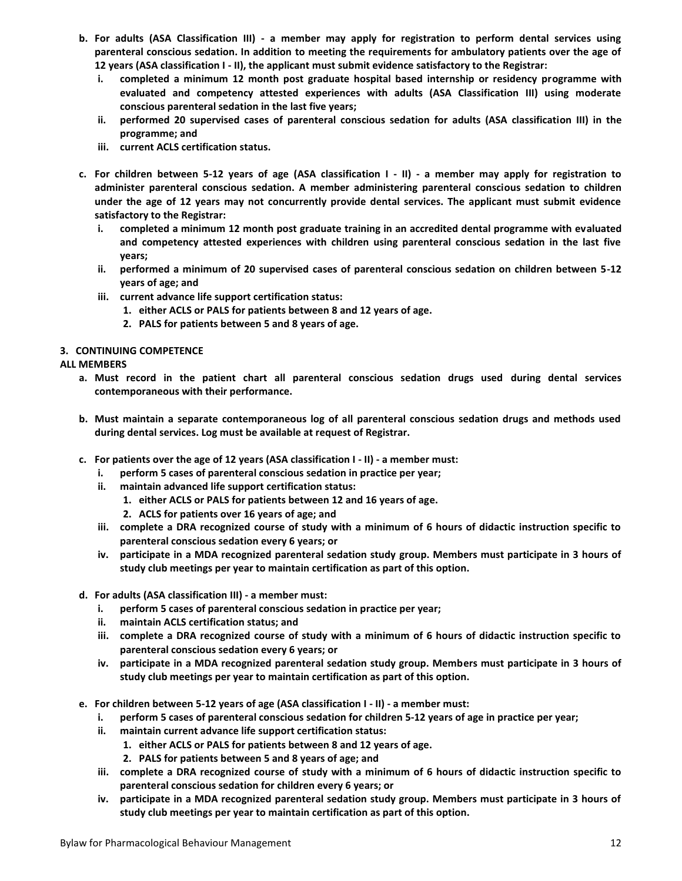**b. For adults (ASA Classification III) - a member may apply for registration to perform dental services using parenteral conscious sedation. In addition to meeting the requirements for ambulatory patients over the age of 12 years (ASA classification I - II), the applicant must submit evidence satisfactory to the Registrar:**

   **i. completed a minimum 12 month post graduate hospital based internship or residency programme with evaluated and competency attested experiences with adults (ASA Classification III) using moderate conscious parenteral sedation in the last five years;**

   **ii. performed 20 supervised cases of parenteral conscious sedation for adults (ASA classification III) in the programme; and**

   **iii. current ACLS certification status.**

**c. For children between 5-12 years of age (ASA classification I - II) - a member may apply for registration to administer parenteral conscious sedation. A member administering parenteral conscious sedation to children under the age of 12 years may not concurrently provide dental services. The applicant must submit evidence satisfactory to the Registrar:**

   **i. completed a minimum 12 month post graduate training in an accredited dental programme with evaluated and competency attested experiences with children using parenteral conscious sedation in the last five years;**

   **ii. performed a minimum of 20 supervised cases of parenteral conscious sedation on children between 5-12 years of age; and**

   **iii. current advance life support certification status:**

      **1. either ACLS or PALS for patients between 8 and 12 years of age.**

      **2. PALS for patients between 5 and 8 years of age.**

**3. CONTINUING COMPETENCE**

**ALL MEMBERS**

**a. Must record in the patient chart all parenteral conscious sedation drugs used during dental services contemporaneous with their performance.**

**b. Must maintain a separate contemporaneous log of all parenteral conscious sedation drugs and methods used during dental services. Log must be available at request of Registrar.**

**c. For patients over the age of 12 years (ASA classification I - II) - a member must:**

   **i. perform 5 cases of parenteral conscious sedation in practice per year;**

   **ii. maintain advanced life support certification status:**

      **1. either ACLS or PALS for patients between 12 and 16 years of age.**

      **2. ACLS for patients over 16 years of age; and**

   **iii. complete a DRA recognized course of study with a minimum of 6 hours of didactic instruction specific to parenteral conscious sedation every 6 years; or**

   **iv. participate in a MDA recognized parenteral sedation study group. Members must participate in 3 hours of study club meetings per year to maintain certification as part of this option.**

**d. For adults (ASA classification III) - a member must:**

   **i. perform 5 cases of parenteral conscious sedation in practice per year;**

   **ii. maintain ACLS certification status; and**

   **iii. complete a DRA recognized course of study with a minimum of 6 hours of didactic instruction specific to parenteral conscious sedation every 6 years; or**

   **iv. participate in a MDA recognized parenteral sedation study group. Members must participate in 3 hours of study club meetings per year to maintain certification as part of this option.**

**e. For children between 5-12 years of age (ASA classification I - II) - a member must:**

   **i. perform 5 cases of parenteral conscious sedation for children 5-12 years of age in practice per year;**

   **ii. maintain current advance life support certification status:**

      **1. either ACLS or PALS for patients between 8 and 12 years of age.**

      **2. PALS for patients between 5 and 8 years of age; and**

   **iii. complete a DRA recognized course of study with a minimum of 6 hours of didactic instruction specific to parenteral conscious sedation for children every 6 years; or**

   **iv. participate in a MDA recognized parenteral sedation study group. Members must participate in 3 hours of study club meetings per year to maintain certification as part of this option.**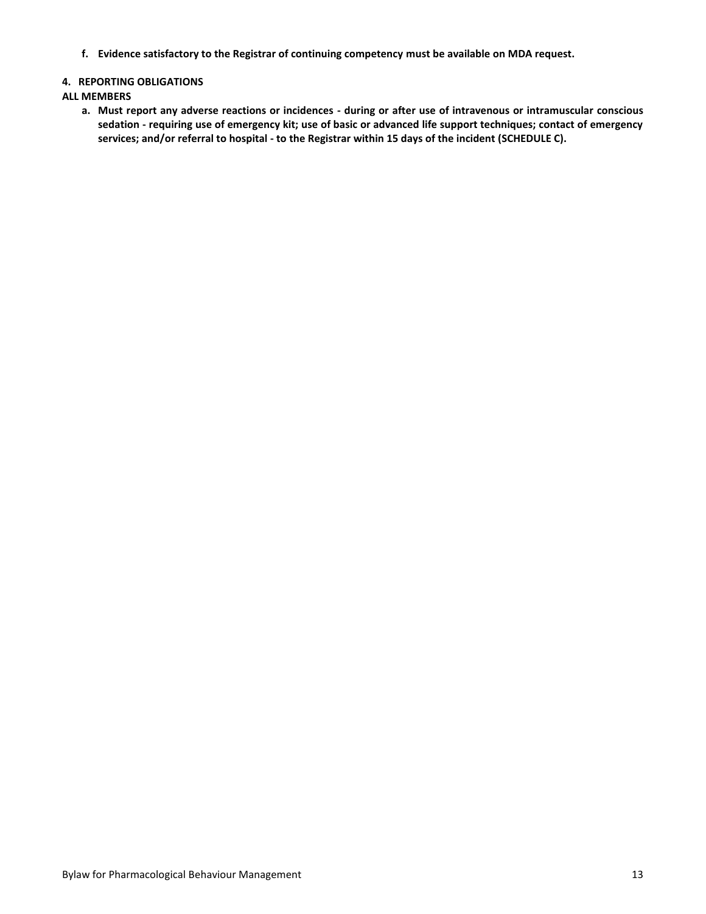f. **Evidence satisfactory to the Registrar of continuing competency must be available on MDA request.**

**4. REPORTING OBLIGATIONS**

**ALL MEMBERS**

a. **Must report any adverse reactions or incidences - during or after use of intravenous or intramuscular conscious sedation - requiring use of emergency kit; use of basic or advanced life support techniques; contact of emergency services; and/or referral to hospital - to the Registrar within 15 days of the incident (SCHEDULE C).**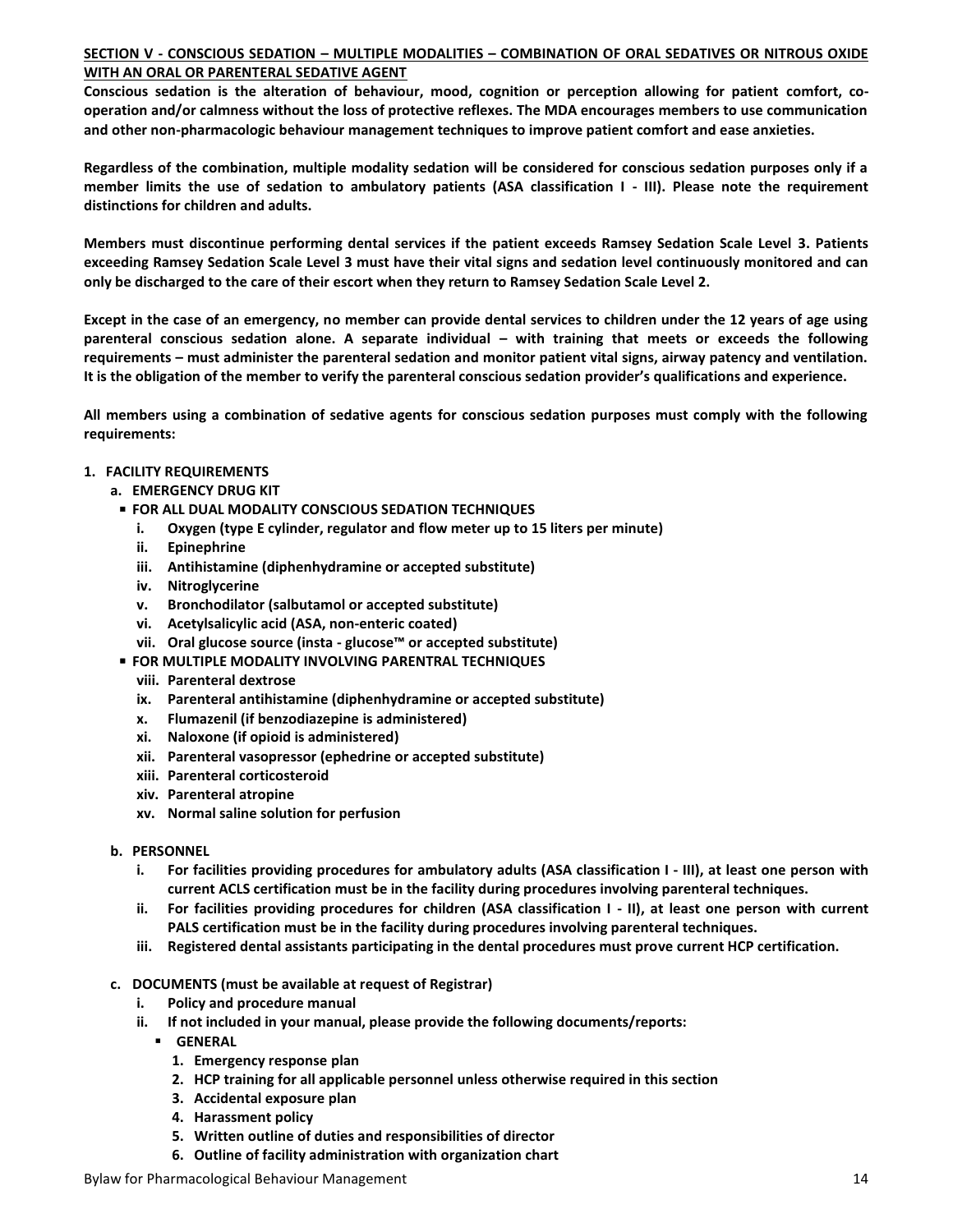**SECTION V - CONSCIOUS SEDATION – MULTIPLE MODALITIES – COMBINATION OF ORAL SEDATIVES OR NITROUS OXIDE WITH AN ORAL OR PARENTERAL SEDATIVE AGENT**

**Conscious sedation is the alteration of behaviour, mood, cognition or perception allowing for patient comfort, co-operation and/or calmness without the loss of protective reflexes. The MDA encourages members to use communication and other non-pharmacologic behaviour management techniques to improve patient comfort and ease anxieties.**

**Regardless of the combination, multiple modality sedation will be considered for conscious sedation purposes only if a member limits the use of sedation to ambulatory patients (ASA classification I - III). Please note the requirement distinctions for children and adults.**

**Members must discontinue performing dental services if the patient exceeds Ramsey Sedation Scale Level 3. Patients exceeding Ramsey Sedation Scale Level 3 must have their vital signs and sedation level continuously monitored and can only be discharged to the care of their escort when they return to Ramsey Sedation Scale Level 2.**

**Except in the case of an emergency, no member can provide dental services to children under the 12 years of age using parenteral conscious sedation alone. A separate individual – with training that meets or exceeds the following requirements – must administer the parenteral sedation and monitor patient vital signs, airway patency and ventilation. It is the obligation of the member to verify the parenteral conscious sedation provider's qualifications and experience.**

**All members using a combination of sedative agents for conscious sedation purposes must comply with the following requirements:**

**1. FACILITY REQUIREMENTS**

**a. EMERGENCY DRUG KIT**

- **FOR ALL DUAL MODALITY CONSCIOUS SEDATION TECHNIQUES**
  - i. **Oxygen (type E cylinder, regulator and flow meter up to 15 liters per minute)**
  - ii. **Epinephrine**
  - iii. **Antihistamine (diphenhydramine or accepted substitute)**
  - iv. **Nitroglycerine**
  - v. **Bronchodilator (salbutamol or accepted substitute)**
  - vi. **Acetylsalicylic acid (ASA, non-enteric coated)**
  - vii. **Oral glucose source (insta - glucose™ or accepted substitute)**
- **FOR MULTIPLE MODALITY INVOLVING PARENTRAL TECHNIQUES**
  - viii. **Parenteral dextrose**
  - ix. **Parenteral antihistamine (diphenhydramine or accepted substitute)**
  - x. **Flumazenil (if benzodiazepine is administered)**
  - xi. **Naloxone (if opioid is administered)**
  - xii. **Parenteral vasopressor (ephedrine or accepted substitute)**
  - xiii. **Parenteral corticosteroid**
  - xiv. **Parenteral atropine**
  - xv. **Normal saline solution for perfusion**

**b. PERSONNEL**

- i. **For facilities providing procedures for ambulatory adults (ASA classification I - III), at least one person with current ACLS certification must be in the facility during procedures involving parenteral techniques.**
- ii. **For facilities providing procedures for children (ASA classification I - II), at least one person with current PALS certification must be in the facility during procedures involving parenteral techniques.**
- iii. **Registered dental assistants participating in the dental procedures must prove current HCP certification.**

**c. DOCUMENTS (must be available at request of Registrar)**

- i. **Policy and procedure manual**
- ii. **If not included in your manual, please provide the following documents/reports:**
  - **GENERAL**
    1. **Emergency response plan**
    2. **HCP training for all applicable personnel unless otherwise required in this section**
    3. **Accidental exposure plan**
    4. **Harassment policy**
    5. **Written outline of duties and responsibilities of director**
    6. **Outline of facility administration with organization chart**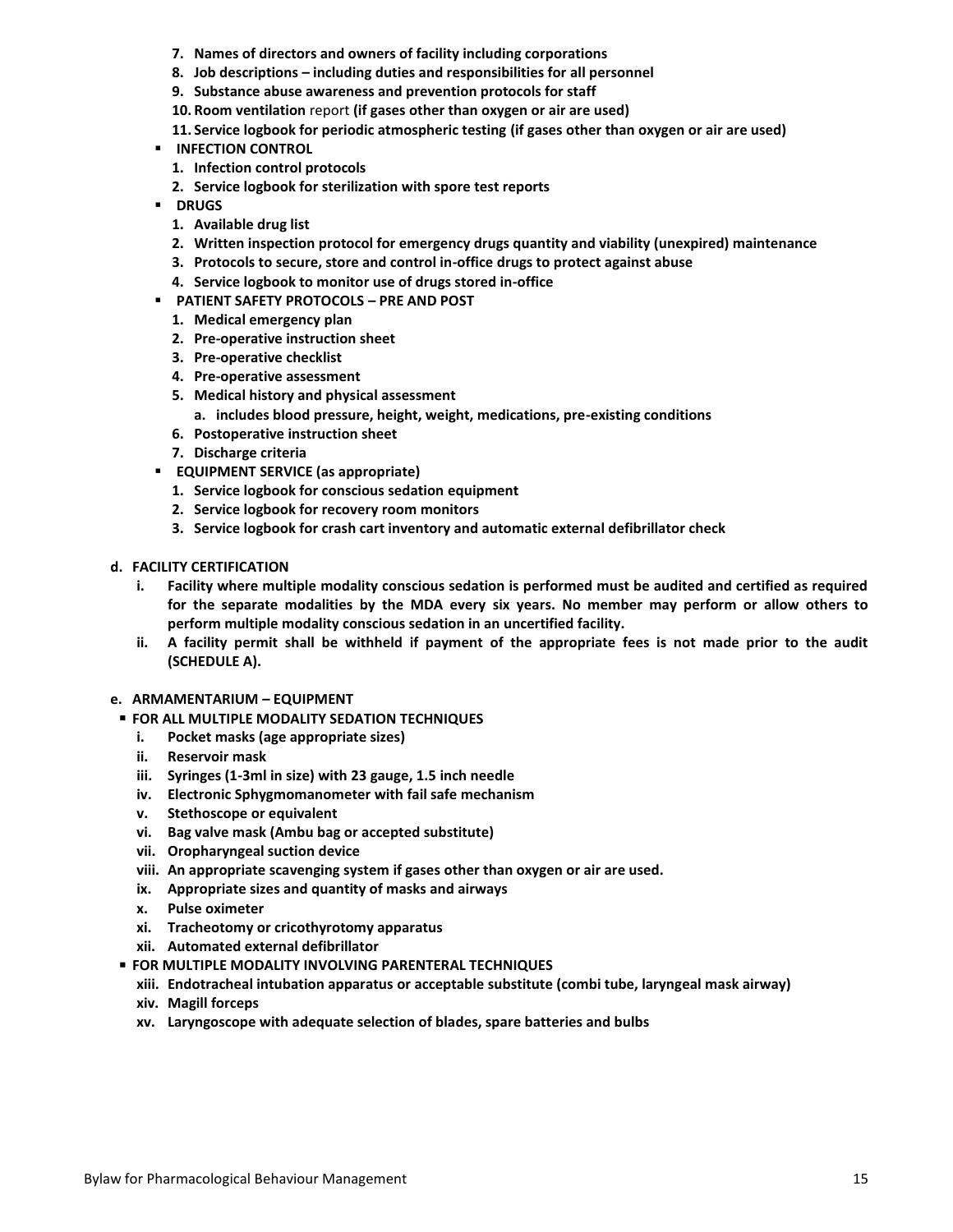7. **Names of directors and owners of facility including corporations**
8. **Job descriptions – including duties and responsibilities for all personnel**
9. **Substance abuse awareness and prevention protocols for staff**
10. **Room ventilation** report **(if gases other than oxygen or air are used)**
11. **Service logbook for periodic atmospheric testing (if gases other than oxygen or air are used)**

- **INFECTION CONTROL**
  1. **Infection control protocols**
  2. **Service logbook for sterilization with spore test reports**
- **DRUGS**
  1. **Available drug list**
  2. **Written inspection protocol for emergency drugs quantity and viability (unexpired) maintenance**
  3. **Protocols to secure, store and control in-office drugs to protect against abuse**
  4. **Service logbook to monitor use of drugs stored in-office**
- **PATIENT SAFETY PROTOCOLS – PRE AND POST**
  1. **Medical emergency plan**
  2. **Pre-operative instruction sheet**
  3. **Pre-operative checklist**
  4. **Pre-operative assessment**
  5. **Medical history and physical assessment**
     a. **includes blood pressure, height, weight, medications, pre-existing conditions**
  6. **Postoperative instruction sheet**
  7. **Discharge criteria**
- **EQUIPMENT SERVICE (as appropriate)**
  1. **Service logbook for conscious sedation equipment**
  2. **Service logbook for recovery room monitors**
  3. **Service logbook for crash cart inventory and automatic external defibrillator check**

**d. FACILITY CERTIFICATION**

i. **Facility where multiple modality conscious sedation is performed must be audited and certified as required for the separate modalities by the MDA every six years. No member may perform or allow others to perform multiple modality conscious sedation in an uncertified facility.**

ii. **A facility permit shall be withheld if payment of the appropriate fees is not made prior to the audit (SCHEDULE A).**

**e. ARMAMENTARIUM – EQUIPMENT**

- **FOR ALL MULTIPLE MODALITY SEDATION TECHNIQUES**

i. **Pocket masks (age appropriate sizes)**
ii. **Reservoir mask**
iii. **Syringes (1-3ml in size) with 23 gauge, 1.5 inch needle**
iv. **Electronic Sphygmomanometer with fail safe mechanism**
v. **Stethoscope or equivalent**
vi. **Bag valve mask (Ambu bag or accepted substitute)**
vii. **Oropharyngeal suction device**
viii. **An appropriate scavenging system if gases other than oxygen or air are used.**
ix. **Appropriate sizes and quantity of masks and airways**
x. **Pulse oximeter**
xi. **Tracheotomy or cricothyrotomy apparatus**
xii. **Automated external defibrillator**

- **FOR MULTIPLE MODALITY INVOLVING PARENTERAL TECHNIQUES**

xiii. **Endotracheal intubation apparatus or acceptable substitute (combi tube, laryngeal mask airway)**
xiv. **Magill forceps**
xv. **Laryngoscope with adequate selection of blades, spare batteries and bulbs**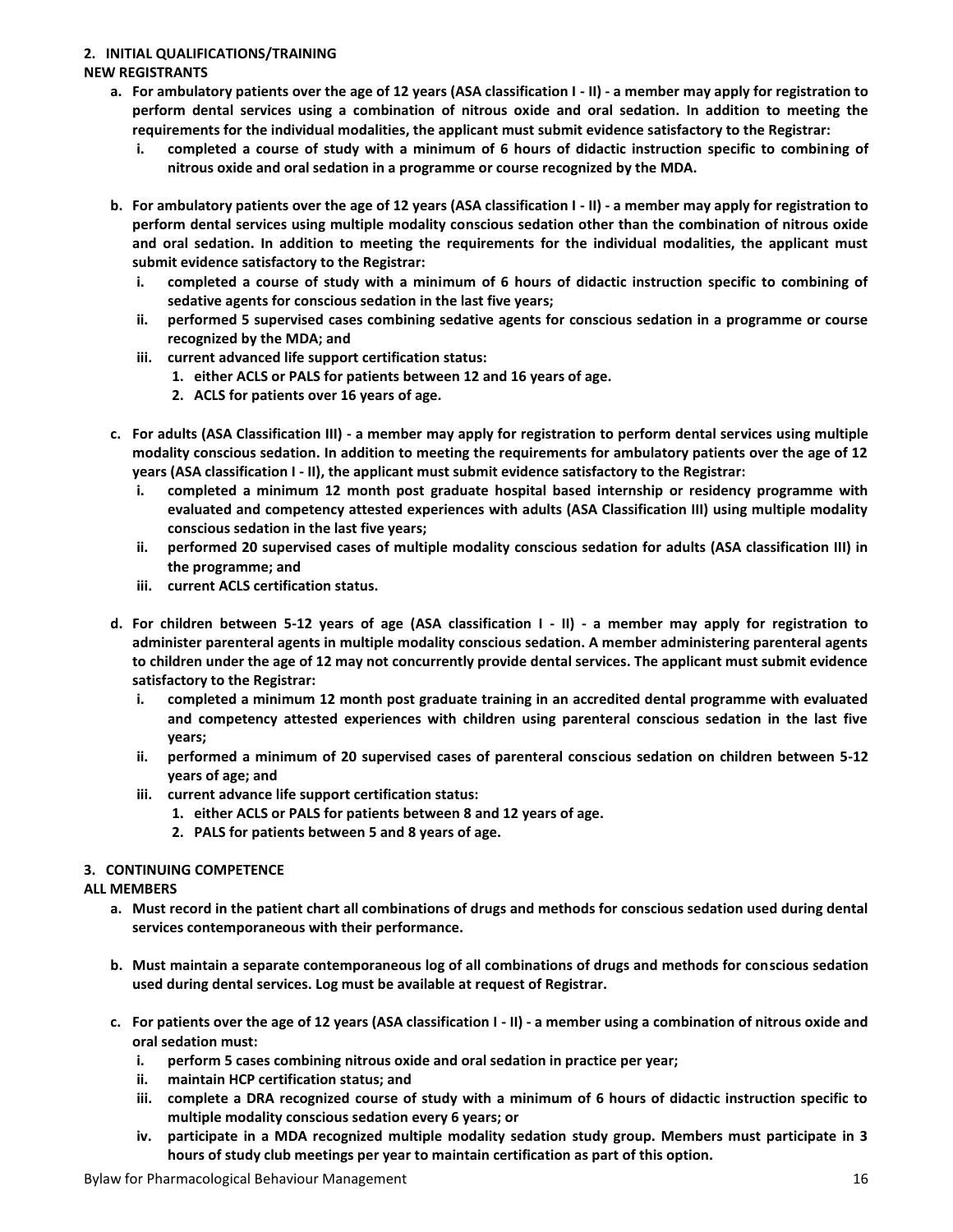## 2. INITIAL QUALIFICATIONS/TRAINING

**NEW REGISTRANTS**

**a. For ambulatory patients over the age of 12 years (ASA classification I - II) - a member may apply for registration to perform dental services using a combination of nitrous oxide and oral sedation. In addition to meeting the requirements for the individual modalities, the applicant must submit evidence satisfactory to the Registrar:**

   **i. completed a course of study with a minimum of 6 hours of didactic instruction specific to combining of nitrous oxide and oral sedation in a programme or course recognized by the MDA.**

**b. For ambulatory patients over the age of 12 years (ASA classification I - II) - a member may apply for registration to perform dental services using multiple modality conscious sedation other than the combination of nitrous oxide and oral sedation. In addition to meeting the requirements for the individual modalities, the applicant must submit evidence satisfactory to the Registrar:**

   **i. completed a course of study with a minimum of 6 hours of didactic instruction specific to combining of sedative agents for conscious sedation in the last five years;**

   **ii. performed 5 supervised cases combining sedative agents for conscious sedation in a programme or course recognized by the MDA; and**

   **iii. current advanced life support certification status:**

      **1. either ACLS or PALS for patients between 12 and 16 years of age.**

      **2. ACLS for patients over 16 years of age.**

**c. For adults (ASA Classification III) - a member may apply for registration to perform dental services using multiple modality conscious sedation. In addition to meeting the requirements for ambulatory patients over the age of 12 years (ASA classification I - II), the applicant must submit evidence satisfactory to the Registrar:**

   **i. completed a minimum 12 month post graduate hospital based internship or residency programme with evaluated and competency attested experiences with adults (ASA Classification III) using multiple modality conscious sedation in the last five years;**

   **ii. performed 20 supervised cases of multiple modality conscious sedation for adults (ASA classification III) in the programme; and**

   **iii. current ACLS certification status.**

**d. For children between 5-12 years of age (ASA classification I - II) - a member may apply for registration to administer parenteral agents in multiple modality conscious sedation. A member administering parenteral agents to children under the age of 12 may not concurrently provide dental services. The applicant must submit evidence satisfactory to the Registrar:**

   **i. completed a minimum 12 month post graduate training in an accredited dental programme with evaluated and competency attested experiences with children using parenteral conscious sedation in the last five years;**

   **ii. performed a minimum of 20 supervised cases of parenteral conscious sedation on children between 5-12 years of age; and**

   **iii. current advance life support certification status:**

      **1. either ACLS or PALS for patients between 8 and 12 years of age.**

      **2. PALS for patients between 5 and 8 years of age.**

## 3. CONTINUING COMPETENCE

**ALL MEMBERS**

**a. Must record in the patient chart all combinations of drugs and methods for conscious sedation used during dental services contemporaneous with their performance.**

**b. Must maintain a separate contemporaneous log of all combinations of drugs and methods for conscious sedation used during dental services. Log must be available at request of Registrar.**

**c. For patients over the age of 12 years (ASA classification I - II) - a member using a combination of nitrous oxide and oral sedation must:**

   **i. perform 5 cases combining nitrous oxide and oral sedation in practice per year;**

   **ii. maintain HCP certification status; and**

   **iii. complete a DRA recognized course of study with a minimum of 6 hours of didactic instruction specific to multiple modality conscious sedation every 6 years; or**

   **iv. participate in a MDA recognized multiple modality sedation study group. Members must participate in 3 hours of study club meetings per year to maintain certification as part of this option.**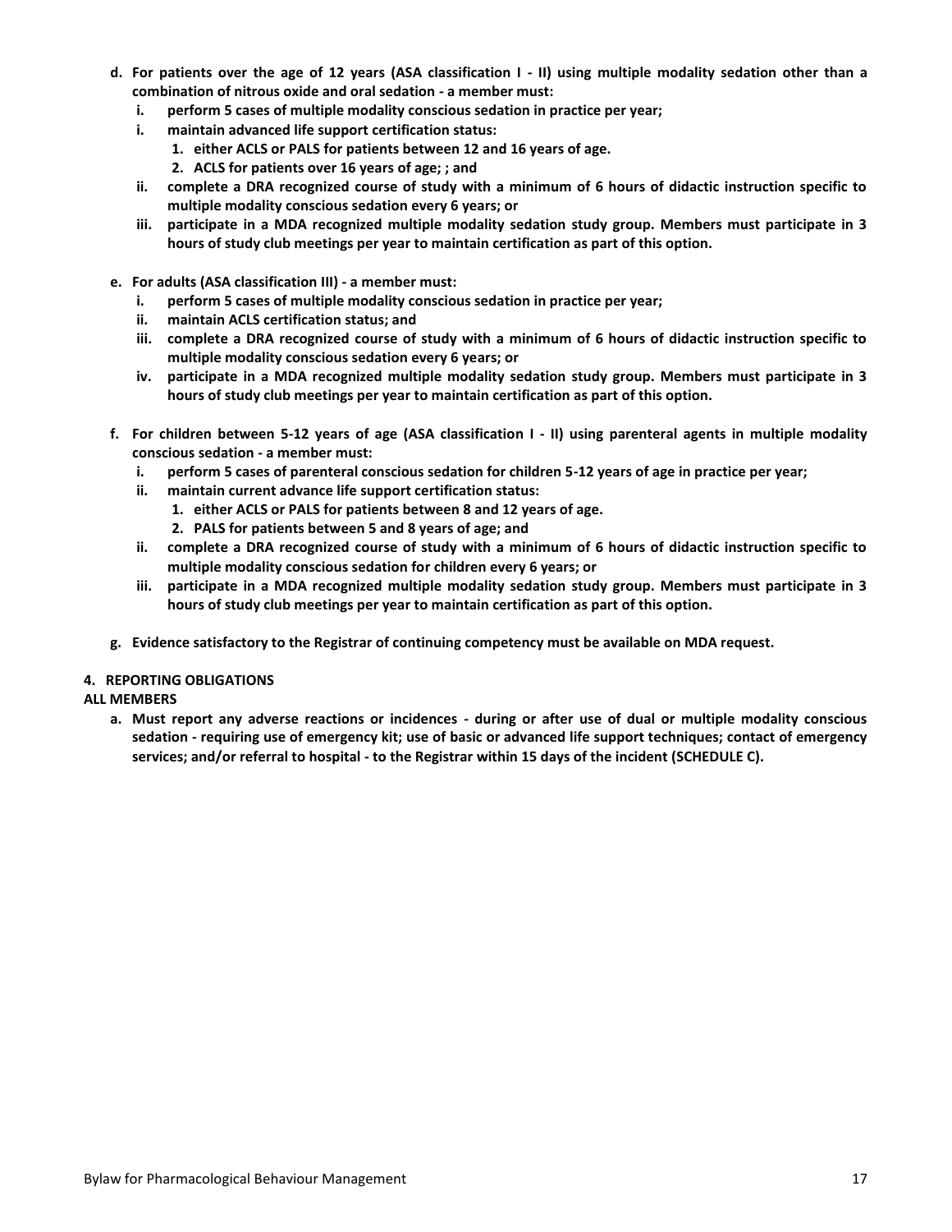**d. For patients over the age of 12 years (ASA classification I - II) using multiple modality sedation other than a combination of nitrous oxide and oral sedation - a member must:**

   **i. perform 5 cases of multiple modality conscious sedation in practice per year;**

   **i. maintain advanced life support certification status:**

      **1. either ACLS or PALS for patients between 12 and 16 years of age.**

      **2. ACLS for patients over 16 years of age; ; and**

   **ii. complete a DRA recognized course of study with a minimum of 6 hours of didactic instruction specific to multiple modality conscious sedation every 6 years; or**

   **iii. participate in a MDA recognized multiple modality sedation study group. Members must participate in 3 hours of study club meetings per year to maintain certification as part of this option.**

**e. For adults (ASA classification III) - a member must:**

   **i. perform 5 cases of multiple modality conscious sedation in practice per year;**

   **ii. maintain ACLS certification status; and**

   **iii. complete a DRA recognized course of study with a minimum of 6 hours of didactic instruction specific to multiple modality conscious sedation every 6 years; or**

   **iv. participate in a MDA recognized multiple modality sedation study group. Members must participate in 3 hours of study club meetings per year to maintain certification as part of this option.**

**f. For children between 5-12 years of age (ASA classification I - II) using parenteral agents in multiple modality conscious sedation - a member must:**

   **i. perform 5 cases of parenteral conscious sedation for children 5-12 years of age in practice per year;**

   **ii. maintain current advance life support certification status:**

      **1. either ACLS or PALS for patients between 8 and 12 years of age.**

      **2. PALS for patients between 5 and 8 years of age; and**

   **ii. complete a DRA recognized course of study with a minimum of 6 hours of didactic instruction specific to multiple modality conscious sedation for children every 6 years; or**

   **iii. participate in a MDA recognized multiple modality sedation study group. Members must participate in 3 hours of study club meetings per year to maintain certification as part of this option.**

**g. Evidence satisfactory to the Registrar of continuing competency must be available on MDA request.**

**4. REPORTING OBLIGATIONS**

**ALL MEMBERS**

**a. Must report any adverse reactions or incidences - during or after use of dual or multiple modality conscious sedation - requiring use of emergency kit; use of basic or advanced life support techniques; contact of emergency services; and/or referral to hospital - to the Registrar within 15 days of the incident (SCHEDULE C).**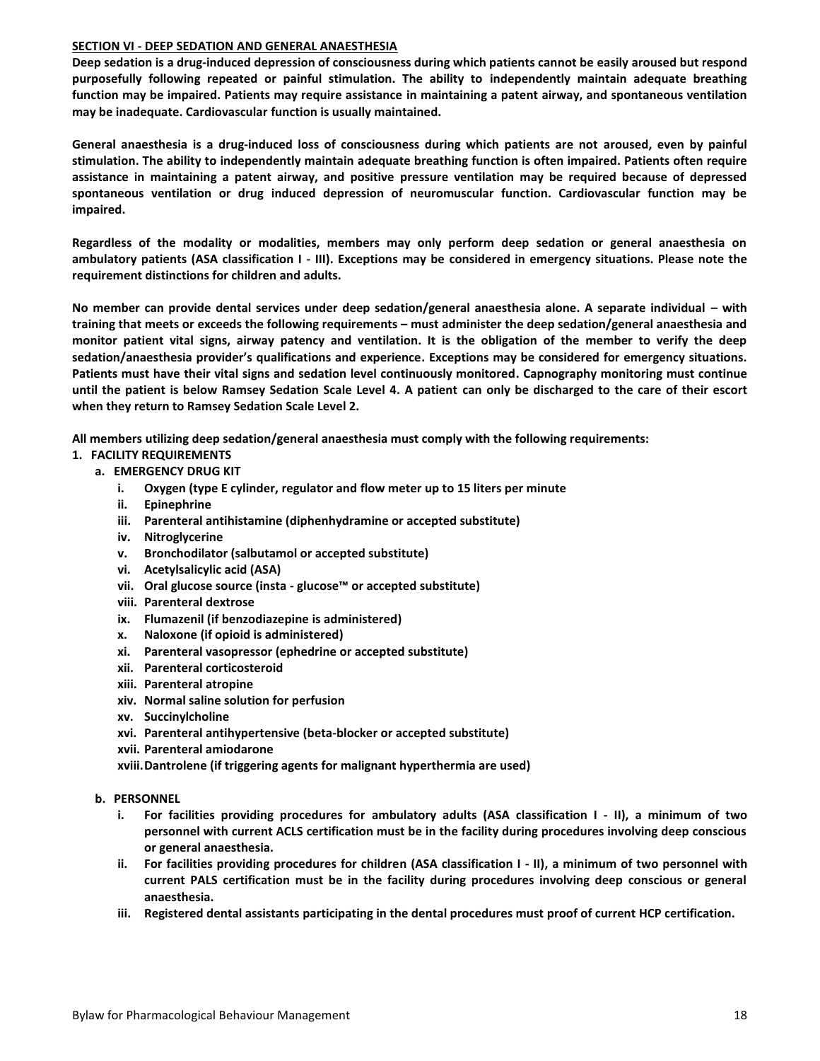## SECTION VI - DEEP SEDATION AND GENERAL ANAESTHESIA

**Deep sedation is a drug-induced depression of consciousness during which patients cannot be easily aroused but respond purposefully following repeated or painful stimulation. The ability to independently maintain adequate breathing function may be impaired. Patients may require assistance in maintaining a patent airway, and spontaneous ventilation may be inadequate. Cardiovascular function is usually maintained.**

**General anaesthesia is a drug-induced loss of consciousness during which patients are not aroused, even by painful stimulation. The ability to independently maintain adequate breathing function is often impaired. Patients often require assistance in maintaining a patent airway, and positive pressure ventilation may be required because of depressed spontaneous ventilation or drug induced depression of neuromuscular function. Cardiovascular function may be impaired.**

**Regardless of the modality or modalities, members may only perform deep sedation or general anaesthesia on ambulatory patients (ASA classification I - III). Exceptions may be considered in emergency situations. Please note the requirement distinctions for children and adults.**

**No member can provide dental services under deep sedation/general anaesthesia alone. A separate individual – with training that meets or exceeds the following requirements – must administer the deep sedation/general anaesthesia and monitor patient vital signs, airway patency and ventilation. It is the obligation of the member to verify the deep sedation/anaesthesia provider's qualifications and experience. Exceptions may be considered for emergency situations. Patients must have their vital signs and sedation level continuously monitored. Capnography monitoring must continue until the patient is below Ramsey Sedation Scale Level 4. A patient can only be discharged to the care of their escort when they return to Ramsey Sedation Scale Level 2.**

**All members utilizing deep sedation/general anaesthesia must comply with the following requirements:**

1. **FACILITY REQUIREMENTS**
   a. **EMERGENCY DRUG KIT**
      i. **Oxygen (type E cylinder, regulator and flow meter up to 15 liters per minute**
      ii. **Epinephrine**
      iii. **Parenteral antihistamine (diphenhydramine or accepted substitute)**
      iv. **Nitroglycerine**
      v. **Bronchodilator (salbutamol or accepted substitute)**
      vi. **Acetylsalicylic acid (ASA)**
      vii. **Oral glucose source (insta - glucose™ or accepted substitute)**
      viii. **Parenteral dextrose**
      ix. **Flumazenil (if benzodiazepine is administered)**
      x. **Naloxone (if opioid is administered)**
      xi. **Parenteral vasopressor (ephedrine or accepted substitute)**
      xii. **Parenteral corticosteroid**
      xiii. **Parenteral atropine**
      xiv. **Normal saline solution for perfusion**
      xv. **Succinylcholine**
      xvi. **Parenteral antihypertensive (beta-blocker or accepted substitute)**
      xvii. **Parenteral amiodarone**
      xviii. **Dantrolene (if triggering agents for malignant hyperthermia are used)**

   b. **PERSONNEL**
      i. **For facilities providing procedures for ambulatory adults (ASA classification I - II), a minimum of two personnel with current ACLS certification must be in the facility during procedures involving deep conscious or general anaesthesia.**
      ii. **For facilities providing procedures for children (ASA classification I - II), a minimum of two personnel with current PALS certification must be in the facility during procedures involving deep conscious or general anaesthesia.**
      iii. **Registered dental assistants participating in the dental procedures must proof of current HCP certification.**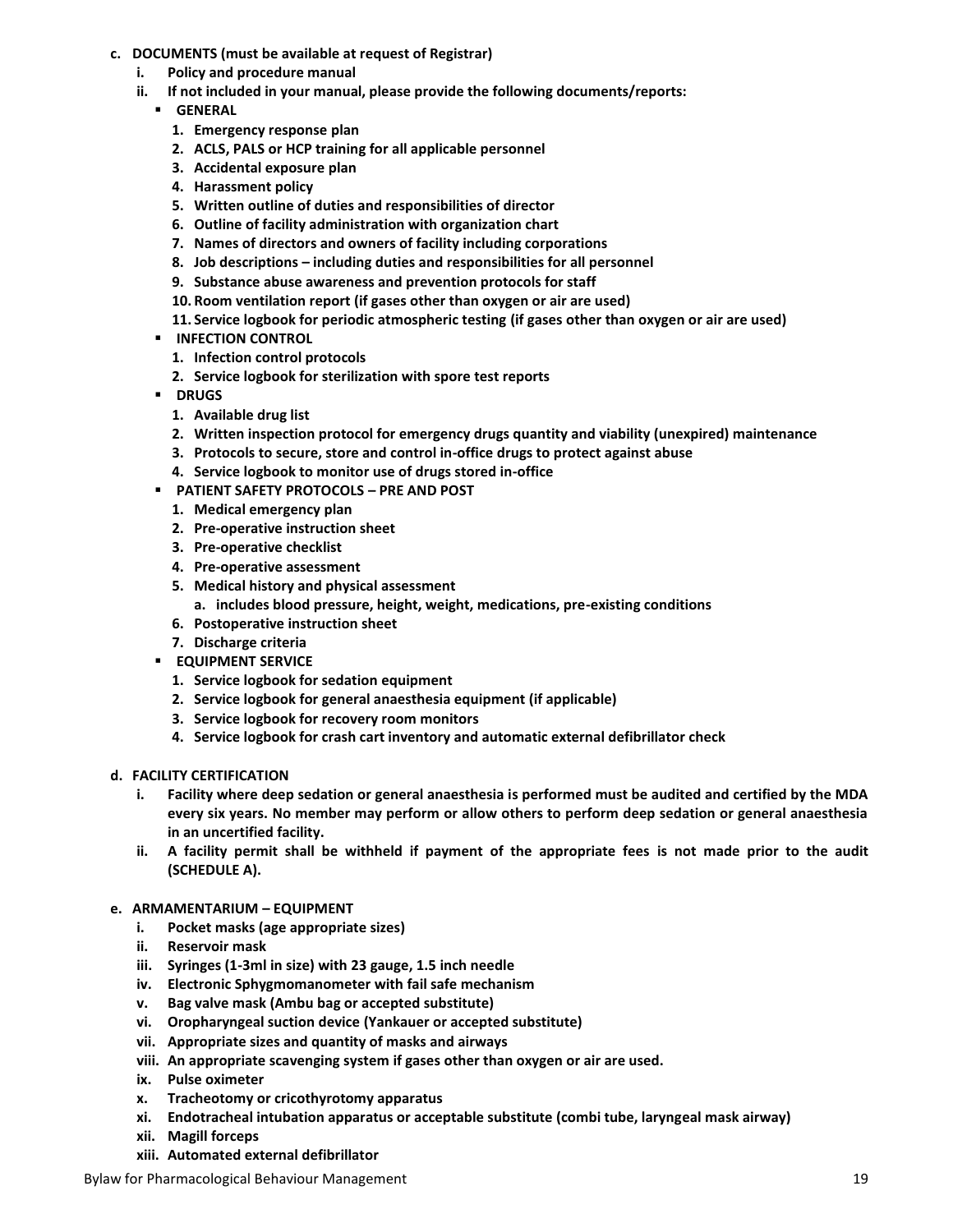**c. DOCUMENTS (must be available at request of Registrar)**

- **i. Policy and procedure manual**
- **ii. If not included in your manual, please provide the following documents/reports:**
  - **GENERAL**
    1. **Emergency response plan**
    2. **ACLS, PALS or HCP training for all applicable personnel**
    3. **Accidental exposure plan**
    4. **Harassment policy**
    5. **Written outline of duties and responsibilities of director**
    6. **Outline of facility administration with organization chart**
    7. **Names of directors and owners of facility including corporations**
    8. **Job descriptions – including duties and responsibilities for all personnel**
    9. **Substance abuse awareness and prevention protocols for staff**
    10. **Room ventilation report (if gases other than oxygen or air are used)**
    11. **Service logbook for periodic atmospheric testing (if gases other than oxygen or air are used)**
  - **INFECTION CONTROL**
    1. **Infection control protocols**
    2. **Service logbook for sterilization with spore test reports**
  - **DRUGS**
    1. **Available drug list**
    2. **Written inspection protocol for emergency drugs quantity and viability (unexpired) maintenance**
    3. **Protocols to secure, store and control in-office drugs to protect against abuse**
    4. **Service logbook to monitor use of drugs stored in-office**
  - **PATIENT SAFETY PROTOCOLS – PRE AND POST**
    1. **Medical emergency plan**
    2. **Pre-operative instruction sheet**
    3. **Pre-operative checklist**
    4. **Pre-operative assessment**
    5. **Medical history and physical assessment**
       a. **includes blood pressure, height, weight, medications, pre-existing conditions**
    6. **Postoperative instruction sheet**
    7. **Discharge criteria**
  - **EQUIPMENT SERVICE**
    1. **Service logbook for sedation equipment**
    2. **Service logbook for general anaesthesia equipment (if applicable)**
    3. **Service logbook for recovery room monitors**
    4. **Service logbook for crash cart inventory and automatic external defibrillator check**

**d. FACILITY CERTIFICATION**

- **i. Facility where deep sedation or general anaesthesia is performed must be audited and certified by the MDA every six years. No member may perform or allow others to perform deep sedation or general anaesthesia in an uncertified facility.**
- **ii. A facility permit shall be withheld if payment of the appropriate fees is not made prior to the audit (SCHEDULE A).**

**e. ARMAMENTARIUM – EQUIPMENT**

- **i. Pocket masks (age appropriate sizes)**
- **ii. Reservoir mask**
- **iii. Syringes (1-3ml in size) with 23 gauge, 1.5 inch needle**
- **iv. Electronic Sphygmomanometer with fail safe mechanism**
- **v. Bag valve mask (Ambu bag or accepted substitute)**
- **vi. Oropharyngeal suction device (Yankauer or accepted substitute)**
- **vii. Appropriate sizes and quantity of masks and airways**
- **viii. An appropriate scavenging system if gases other than oxygen or air are used.**
- **ix. Pulse oximeter**
- **x. Tracheotomy or cricothyrotomy apparatus**
- **xi. Endotracheal intubation apparatus or acceptable substitute (combi tube, laryngeal mask airway)**
- **xii. Magill forceps**
- **xiii. Automated external defibrillator**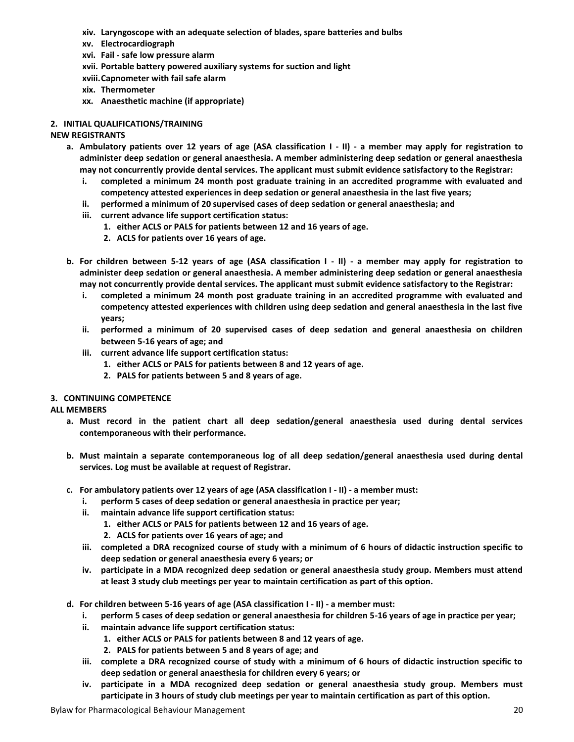**xiv. Laryngoscope with an adequate selection of blades, spare batteries and bulbs**

**xv. Electrocardiograph**

**xvi. Fail - safe low pressure alarm**

**xvii. Portable battery powered auxiliary systems for suction and light**

**xviii. Capnometer with fail safe alarm**

**xix. Thermometer**

**xx. Anaesthetic machine (if appropriate)**

**2. INITIAL QUALIFICATIONS/TRAINING**

**NEW REGISTRANTS**

**a. Ambulatory patients over 12 years of age (ASA classification I - II) - a member may apply for registration to administer deep sedation or general anaesthesia. A member administering deep sedation or general anaesthesia may not concurrently provide dental services. The applicant must submit evidence satisfactory to the Registrar:**

   **i. completed a minimum 24 month post graduate training in an accredited programme with evaluated and competency attested experiences in deep sedation or general anaesthesia in the last five years;**

   **ii. performed a minimum of 20 supervised cases of deep sedation or general anaesthesia; and**

   **iii. current advance life support certification status:**

      **1. either ACLS or PALS for patients between 12 and 16 years of age.**

      **2. ACLS for patients over 16 years of age.**

**b. For children between 5-12 years of age (ASA classification I - II) - a member may apply for registration to administer deep sedation or general anaesthesia. A member administering deep sedation or general anaesthesia may not concurrently provide dental services. The applicant must submit evidence satisfactory to the Registrar:**

   **i. completed a minimum 24 month post graduate training in an accredited programme with evaluated and competency attested experiences with children using deep sedation and general anaesthesia in the last five years;**

   **ii. performed a minimum of 20 supervised cases of deep sedation and general anaesthesia on children between 5-16 years of age; and**

   **iii. current advance life support certification status:**

      **1. either ACLS or PALS for patients between 8 and 12 years of age.**

      **2. PALS for patients between 5 and 8 years of age.**

**3. CONTINUING COMPETENCE**

**ALL MEMBERS**

**a. Must record in the patient chart all deep sedation/general anaesthesia used during dental services contemporaneous with their performance.**

**b. Must maintain a separate contemporaneous log of all deep sedation/general anaesthesia used during dental services. Log must be available at request of Registrar.**

**c. For ambulatory patients over 12 years of age (ASA classification I - II) - a member must:**

   **i. perform 5 cases of deep sedation or general anaesthesia in practice per year;**

   **ii. maintain advance life support certification status:**

      **1. either ACLS or PALS for patients between 12 and 16 years of age.**

      **2. ACLS for patients over 16 years of age; and**

   **iii. completed a DRA recognized course of study with a minimum of 6 hours of didactic instruction specific to deep sedation or general anaesthesia every 6 years; or**

   **iv. participate in a MDA recognized deep sedation or general anaesthesia study group. Members must attend at least 3 study club meetings per year to maintain certification as part of this option.**

**d. For children between 5-16 years of age (ASA classification I - II) - a member must:**

   **i. perform 5 cases of deep sedation or general anaesthesia for children 5-16 years of age in practice per year;**

   **ii. maintain advance life support certification status:**

      **1. either ACLS or PALS for patients between 8 and 12 years of age.**

      **2. PALS for patients between 5 and 8 years of age; and**

   **iii. complete a DRA recognized course of study with a minimum of 6 hours of didactic instruction specific to deep sedation or general anaesthesia for children every 6 years; or**

   **iv. participate in a MDA recognized deep sedation or general anaesthesia study group. Members must participate in 3 hours of study club meetings per year to maintain certification as part of this option.**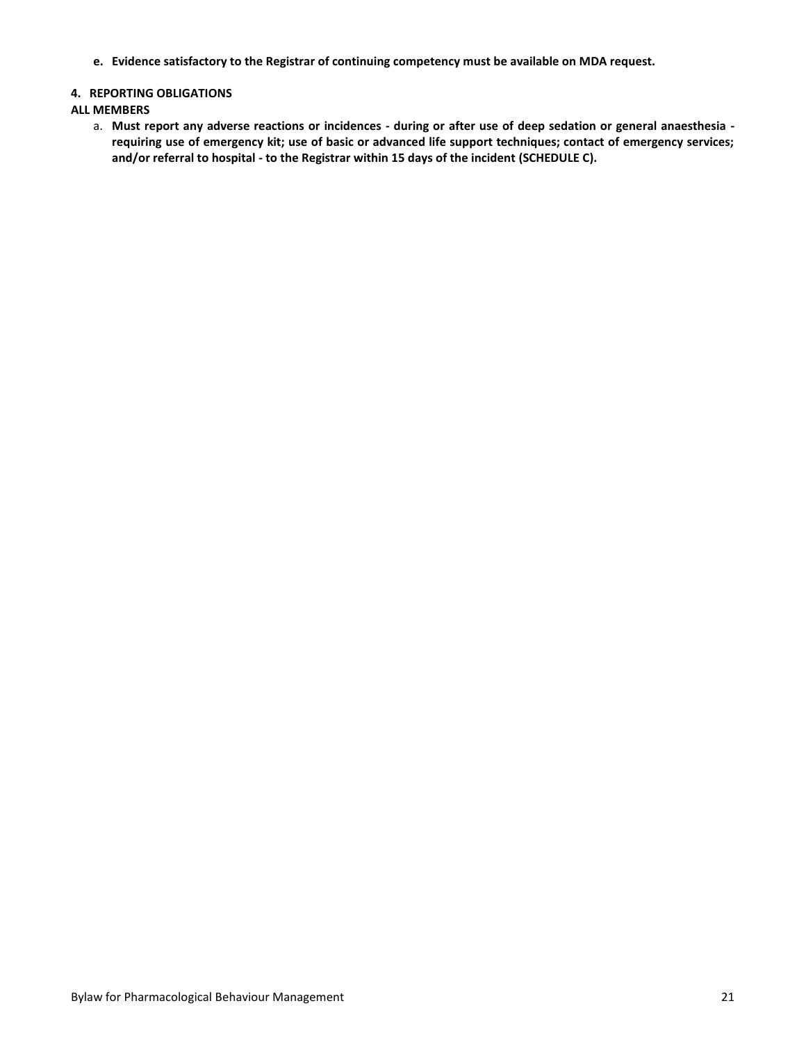**e. Evidence satisfactory to the Registrar of continuing competency must be available on MDA request.**

**4. REPORTING OBLIGATIONS**

**ALL MEMBERS**

a. **Must report any adverse reactions or incidences - during or after use of deep sedation or general anaesthesia - requiring use of emergency kit; use of basic or advanced life support techniques; contact of emergency services; and/or referral to hospital - to the Registrar within 15 days of the incident (SCHEDULE C).**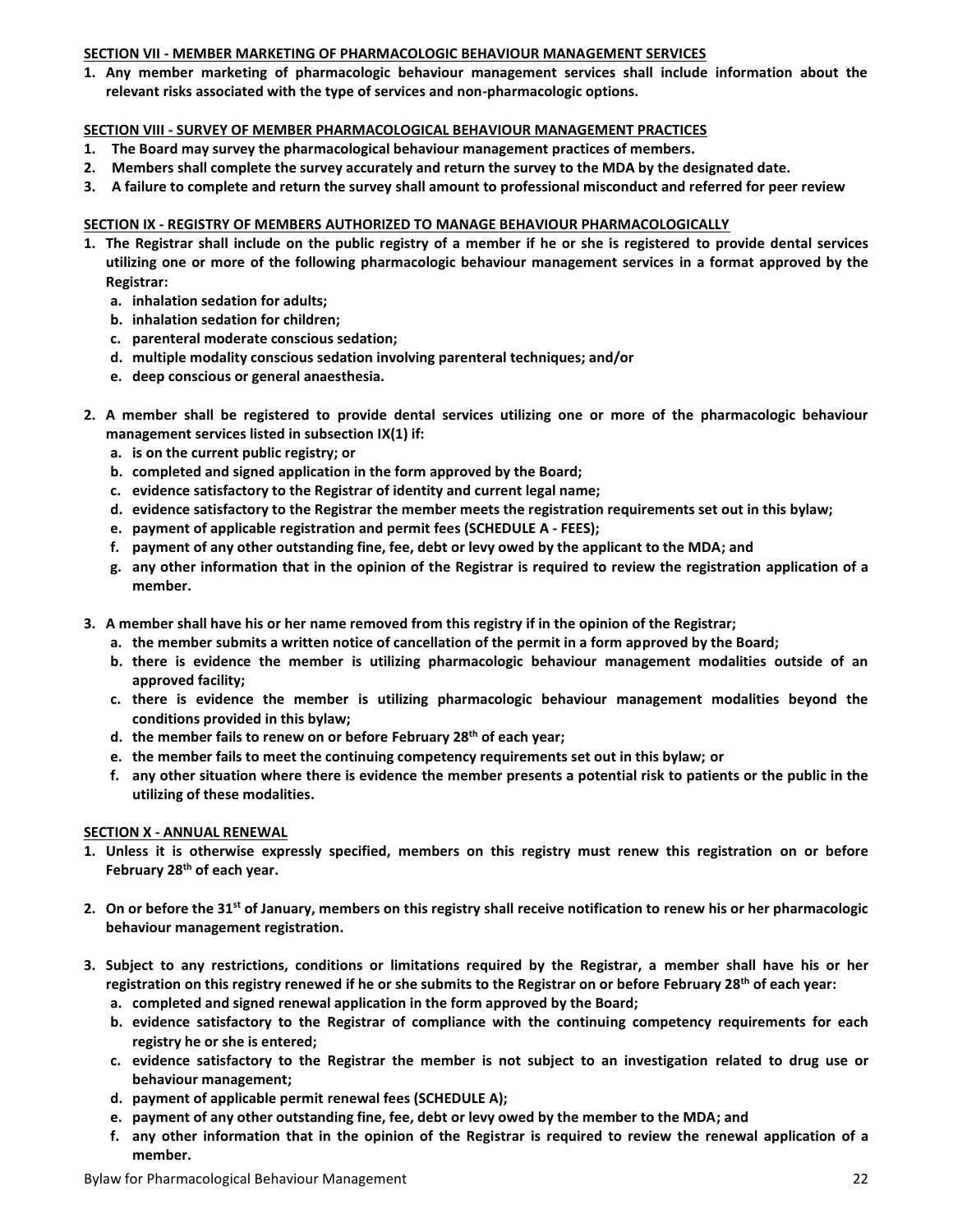## SECTION VII - MEMBER MARKETING OF PHARMACOLOGIC BEHAVIOUR MANAGEMENT SERVICES

1. **Any member marketing of pharmacologic behaviour management services shall include information about the relevant risks associated with the type of services and non-pharmacologic options.**

## SECTION VIII - SURVEY OF MEMBER PHARMACOLOGICAL BEHAVIOUR MANAGEMENT PRACTICES

1. **The Board may survey the pharmacological behaviour management practices of members.**
2. **Members shall complete the survey accurately and return the survey to the MDA by the designated date.**
3. **A failure to complete and return the survey shall amount to professional misconduct and referred for peer review**

## SECTION IX - REGISTRY OF MEMBERS AUTHORIZED TO MANAGE BEHAVIOUR PHARMACOLOGICALLY

1. **The Registrar shall include on the public registry of a member if he or she is registered to provide dental services utilizing one or more of the following pharmacologic behaviour management services in a format approved by the Registrar:**
   a. **inhalation sedation for adults;**
   b. **inhalation sedation for children;**
   c. **parenteral moderate conscious sedation;**
   d. **multiple modality conscious sedation involving parenteral techniques; and/or**
   e. **deep conscious or general anaesthesia.**

2. **A member shall be registered to provide dental services utilizing one or more of the pharmacologic behaviour management services listed in subsection IX(1) if:**
   a. **is on the current public registry; or**
   b. **completed and signed application in the form approved by the Board;**
   c. **evidence satisfactory to the Registrar of identity and current legal name;**
   d. **evidence satisfactory to the Registrar the member meets the registration requirements set out in this bylaw;**
   e. **payment of applicable registration and permit fees (SCHEDULE A - FEES);**
   f. **payment of any other outstanding fine, fee, debt or levy owed by the applicant to the MDA; and**
   g. **any other information that in the opinion of the Registrar is required to review the registration application of a member.**

3. **A member shall have his or her name removed from this registry if in the opinion of the Registrar;**
   a. **the member submits a written notice of cancellation of the permit in a form approved by the Board;**
   b. **there is evidence the member is utilizing pharmacologic behaviour management modalities outside of an approved facility;**
   c. **there is evidence the member is utilizing pharmacologic behaviour management modalities beyond the conditions provided in this bylaw;**
   d. **the member fails to renew on or before February 28th of each year;**
   e. **the member fails to meet the continuing competency requirements set out in this bylaw; or**
   f. **any other situation where there is evidence the member presents a potential risk to patients or the public in the utilizing of these modalities.**

## SECTION X - ANNUAL RENEWAL

1. **Unless it is otherwise expressly specified, members on this registry must renew this registration on or before February 28th of each year.**

2. **On or before the 31st of January, members on this registry shall receive notification to renew his or her pharmacologic behaviour management registration.**

3. **Subject to any restrictions, conditions or limitations required by the Registrar, a member shall have his or her registration on this registry renewed if he or she submits to the Registrar on or before February 28th of each year:**
   a. **completed and signed renewal application in the form approved by the Board;**
   b. **evidence satisfactory to the Registrar of compliance with the continuing competency requirements for each registry he or she is entered;**
   c. **evidence satisfactory to the Registrar the member is not subject to an investigation related to drug use or behaviour management;**
   d. **payment of applicable permit renewal fees (SCHEDULE A);**
   e. **payment of any other outstanding fine, fee, debt or levy owed by the member to the MDA; and**
   f. **any other information that in the opinion of the Registrar is required to review the renewal application of a member.**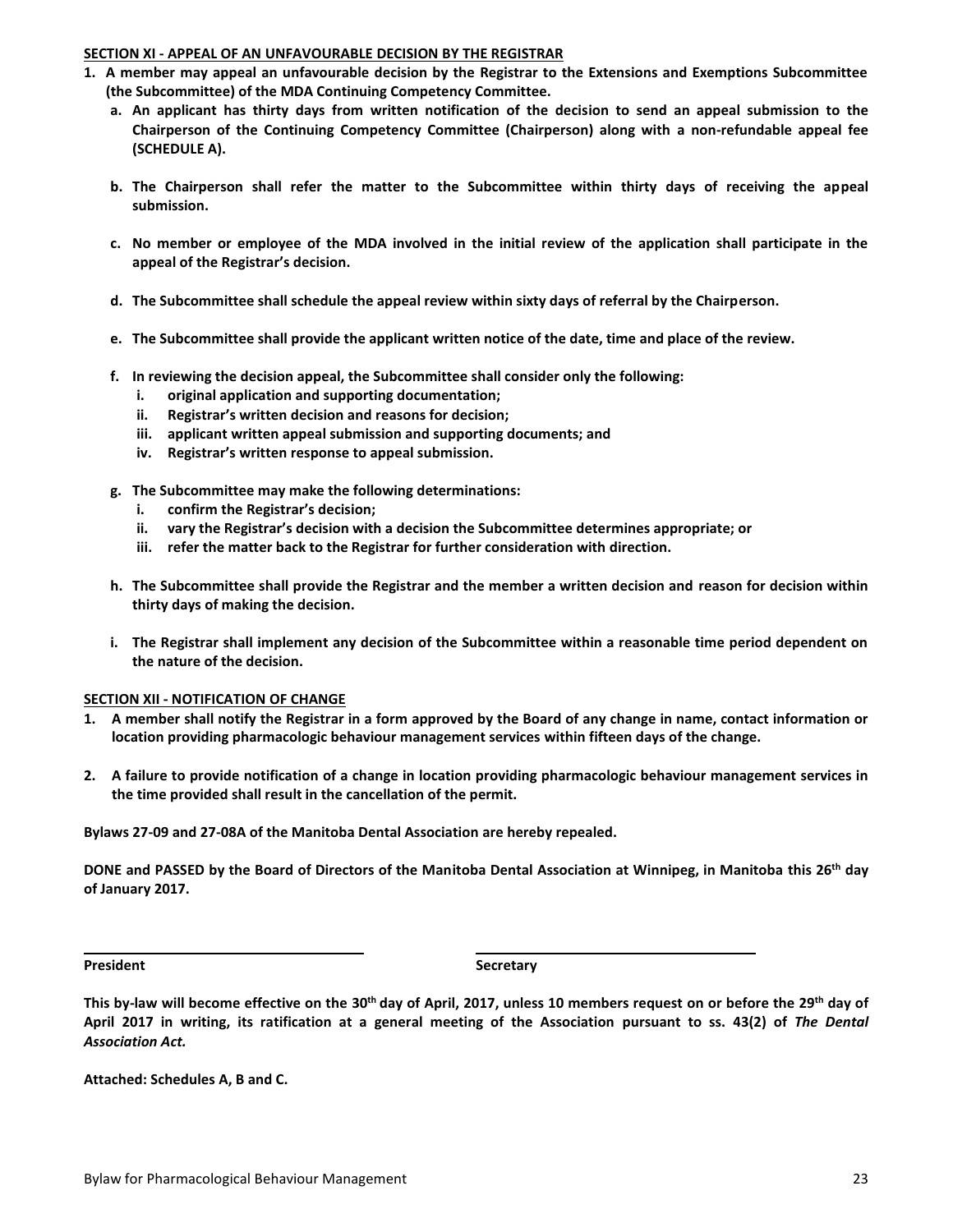**SECTION XI - APPEAL OF AN UNFAVOURABLE DECISION BY THE REGISTRAR**

1. **A member may appeal an unfavourable decision by the Registrar to the Extensions and Exemptions Subcommittee (the Subcommittee) of the MDA Continuing Competency Committee.**
   a. **An applicant has thirty days from written notification of the decision to send an appeal submission to the Chairperson of the Continuing Competency Committee (Chairperson) along with a non-refundable appeal fee (SCHEDULE A).**

   b. **The Chairperson shall refer the matter to the Subcommittee within thirty days of receiving the appeal submission.**

   c. **No member or employee of the MDA involved in the initial review of the application shall participate in the appeal of the Registrar's decision.**

   d. **The Subcommittee shall schedule the appeal review within sixty days of referral by the Chairperson.**

   e. **The Subcommittee shall provide the applicant written notice of the date, time and place of the review.**

   f. **In reviewing the decision appeal, the Subcommittee shall consider only the following:**
      i. **original application and supporting documentation;**
      ii. **Registrar's written decision and reasons for decision;**
      iii. **applicant written appeal submission and supporting documents; and**
      iv. **Registrar's written response to appeal submission.**

   g. **The Subcommittee may make the following determinations:**
      i. **confirm the Registrar's decision;**
      ii. **vary the Registrar's decision with a decision the Subcommittee determines appropriate; or**
      iii. **refer the matter back to the Registrar for further consideration with direction.**

   h. **The Subcommittee shall provide the Registrar and the member a written decision and reason for decision within thirty days of making the decision.**

   i. **The Registrar shall implement any decision of the Subcommittee within a reasonable time period dependent on the nature of the decision.**

**SECTION XII - NOTIFICATION OF CHANGE**

1. **A member shall notify the Registrar in a form approved by the Board of any change in name, contact information or location providing pharmacologic behaviour management services within fifteen days of the change.**

2. **A failure to provide notification of a change in location providing pharmacologic behaviour management services in the time provided shall result in the cancellation of the permit.**

**Bylaws 27-09 and 27-08A of the Manitoba Dental Association are hereby repealed.**

**DONE and PASSED by the Board of Directors of the Manitoba Dental Association at Winnipeg, in Manitoba this 26th day of January 2017.**

| **President** | **Secretary** |
|---|---|

**This by-law will become effective on the 30th day of April, 2017, unless 10 members request on or before the 29th day of April 2017 in writing, its ratification at a general meeting of the Association pursuant to ss. 43(2) of *The Dental Association Act.***

**Attached: Schedules A, B and C.**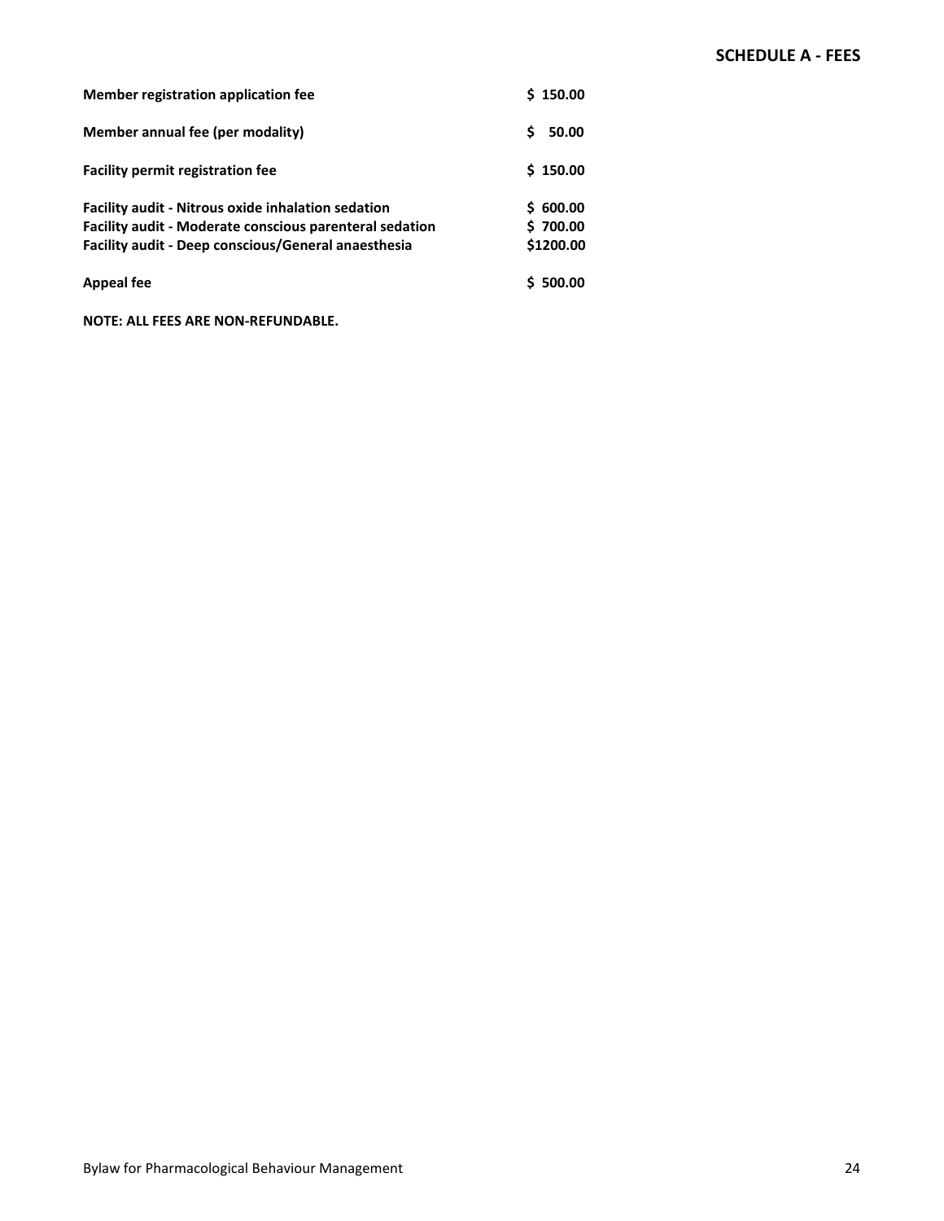## SCHEDULE A - FEES

| | |
|---|---|
| **Member registration application fee** | **$ 150.00** |
| **Member annual fee (per modality)** | **$ 50.00** |
| **Facility permit registration fee** | **$ 150.00** |
| **Facility audit - Nitrous oxide inhalation sedation** | **$ 600.00** |
| **Facility audit - Moderate conscious parenteral sedation** | **$ 700.00** |
| **Facility audit - Deep conscious/General anaesthesia** | **$1200.00** |
| **Appeal fee** | **$ 500.00** |

**NOTE: ALL FEES ARE NON-REFUNDABLE.**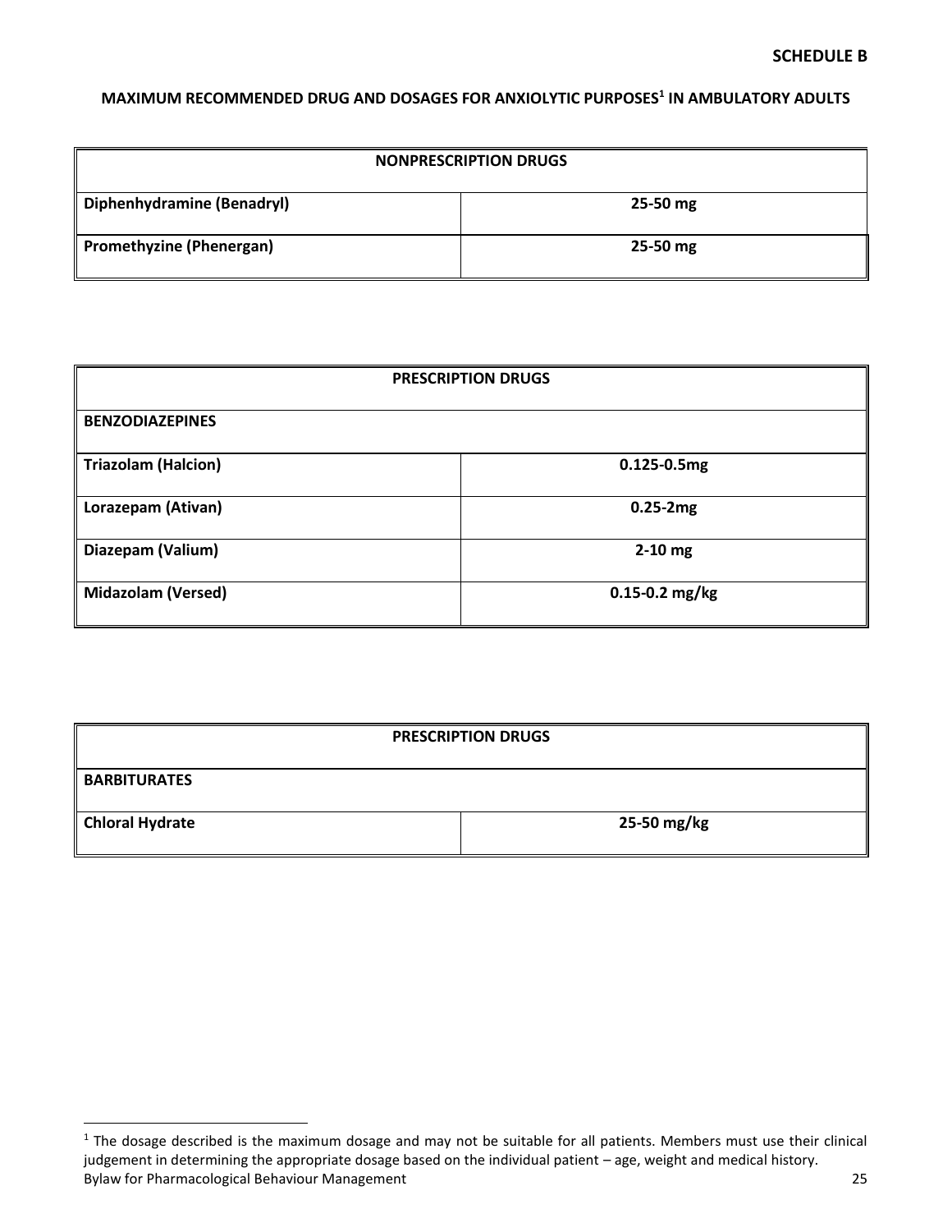**SCHEDULE B**

## MAXIMUM RECOMMENDED DRUG AND DOSAGES FOR ANXIOLYTIC PURPOSES[1] IN AMBULATORY ADULTS

| NONPRESCRIPTION DRUGS | |
|---|---|
| **Diphenhydramine (Benadryl)** | **25-50 mg** |
| **Promethyzine (Phenergan)** | **25-50 mg** |

| PRESCRIPTION DRUGS | |
|---|---|
| **BENZODIAZEPINES** | |
| **Triazolam (Halcion)** | **0.125-0.5mg** |
| **Lorazepam (Ativan)** | **0.25-2mg** |
| **Diazepam (Valium)** | **2-10 mg** |
| **Midazolam (Versed)** | **0.15-0.2 mg/kg** |

| PRESCRIPTION DRUGS | |
|---|---|
| **BARBITURATES** | |
| **Chloral Hydrate** | **25-50 mg/kg** |

[1] The dosage described is the maximum dosage and may not be suitable for all patients. Members must use their clinical judgement in determining the appropriate dosage based on the individual patient – age, weight and medical history.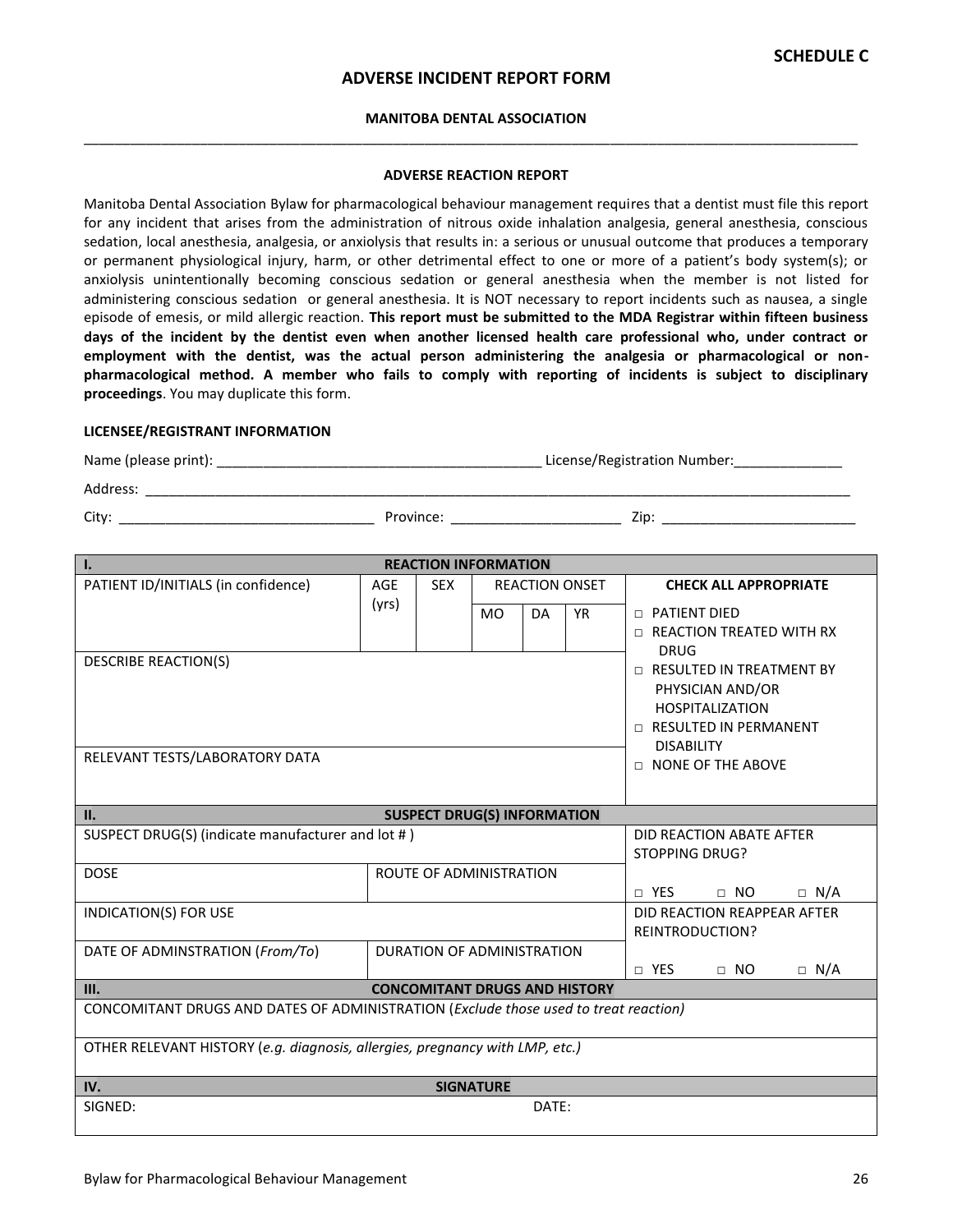**SCHEDULE C**

# ADVERSE INCIDENT REPORT FORM

**MANITOBA DENTAL ASSOCIATION**

---

## ADVERSE REACTION REPORT

Manitoba Dental Association Bylaw for pharmacological behaviour management requires that a dentist must file this report for any incident that arises from the administration of nitrous oxide inhalation analgesia, general anesthesia, conscious sedation, local anesthesia, analgesia, or anxiolysis that results in: a serious or unusual outcome that produces a temporary or permanent physiological injury, harm, or other detrimental effect to one or more of a patient's body system(s); or anxiolysis unintentionally becoming conscious sedation or general anesthesia when the member is not listed for administering conscious sedation or general anesthesia. It is NOT necessary to report incidents such as nausea, a single episode of emesis, or mild allergic reaction. **This report must be submitted to the MDA Registrar within fifteen business days of the incident by the dentist even when another licensed health care professional who, under contract or employment with the dentist, was the actual person administering the analgesia or pharmacological or non-pharmacological method. A member who fails to comply with reporting of incidents is subject to disciplinary proceedings**. You may duplicate this form.

**LICENSEE/REGISTRANT INFORMATION**

Name (please print): __________________________________________ License/Registration Number:______________

Address: ____________________________________________________________________________________________

City: _________________________________ Province: ______________________ Zip: _________________________

| I. REACTION INFORMATION | | | | | | |
|---|---|---|---|---|---|---|
| PATIENT ID/INITIALS (in confidence) | AGE (yrs) | SEX | REACTION ONSET | | | **CHECK ALL APPROPRIATE** |
| | | | MO | DA | YR | □ PATIENT DIED<br>□ REACTION TREATED WITH RX DRUG<br>□ RESULTED IN TREATMENT BY PHYSICIAN AND/OR HOSPITALIZATION<br>□ RESULTED IN PERMANENT DISABILITY<br>□ NONE OF THE ABOVE |
| DESCRIBE REACTION(S) | | | | | | |
| RELEVANT TESTS/LABORATORY DATA | | | | | | |

| II. SUSPECT DRUG(S) INFORMATION | | |
|---|---|---|
| SUSPECT DRUG(S) (indicate manufacturer and lot # ) | | DID REACTION ABATE AFTER STOPPING DRUG? |
| DOSE | ROUTE OF ADMINISTRATION | □ YES □ NO □ N/A |
| INDICATION(S) FOR USE | | DID REACTION REAPPEAR AFTER REINTRODUCTION? |
| DATE OF ADMINSTRATION (*From/To*) | DURATION OF ADMINISTRATION | □ YES □ NO □ N/A |

| III. CONCOMITANT DRUGS AND HISTORY |
|---|
| CONCOMITANT DRUGS AND DATES OF ADMINISTRATION (*Exclude those used to treat reaction*) |
| OTHER RELEVANT HISTORY (*e.g. diagnosis, allergies, pregnancy with LMP, etc.*) |

| IV. SIGNATURE | |
|---|---|
| SIGNED: | DATE: |